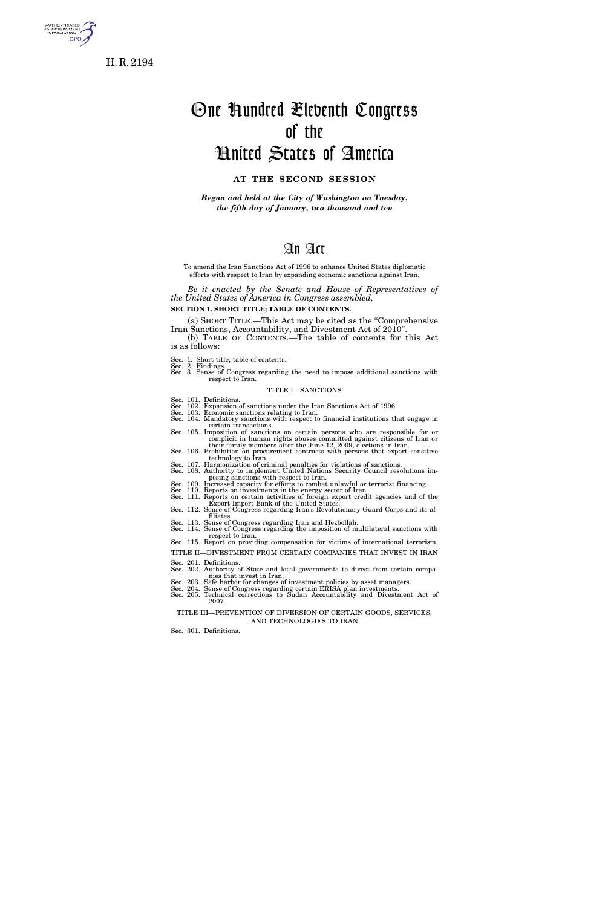H. R. 2194

# One Hundred Eleventh Congress of the United States of America

**AT THE SECOND SESSION**

***Begun and held at the City of Washington on Tuesday, the fifth day of January, two thousand and ten***

# An Act

To amend the Iran Sanctions Act of 1996 to enhance United States diplomatic efforts with respect to Iran by expanding economic sanctions against Iran.

*Be it enacted by the Senate and House of Representatives of the United States of America in Congress assembled,*

**SECTION 1. SHORT TITLE; TABLE OF CONTENTS.**

(a) SHORT TITLE.—This Act may be cited as the "Comprehensive Iran Sanctions, Accountability, and Divestment Act of 2010".

(b) TABLE OF CONTENTS.—The table of contents for this Act is as follows:

Sec. 1. Short title; table of contents.
Sec. 2. Findings.
Sec. 3. Sense of Congress regarding the need to impose additional sanctions with respect to Iran.

TITLE I—SANCTIONS

Sec. 101. Definitions.
Sec. 102. Expansion of sanctions under the Iran Sanctions Act of 1996.
Sec. 103. Economic sanctions relating to Iran.
Sec. 104. Mandatory sanctions with respect to financial institutions that engage in certain transactions.
Sec. 105. Imposition of sanctions on certain persons who are responsible for or complicit in human rights abuses committed against citizens of Iran or their family members after the June 12, 2009, elections in Iran.
Sec. 106. Prohibition on procurement contracts with persons that export sensitive technology to Iran.
Sec. 107. Harmonization of criminal penalties for violations of sanctions.
Sec. 108. Authority to implement United Nations Security Council resolutions imposing sanctions with respect to Iran.
Sec. 109. Increased capacity for efforts to combat unlawful or terrorist financing.
Sec. 110. Reports on investments in the energy sector of Iran.
Sec. 111. Reports on certain activities of foreign export credit agencies and of the Export-Import Bank of the United States.
Sec. 112. Sense of Congress regarding Iran's Revolutionary Guard Corps and its affiliates.
Sec. 113. Sense of Congress regarding Iran and Hezbollah.
Sec. 114. Sense of Congress regarding the imposition of multilateral sanctions with respect to Iran.
Sec. 115. Report on providing compensation for victims of international terrorism.

TITLE II—DIVESTMENT FROM CERTAIN COMPANIES THAT INVEST IN IRAN

Sec. 201. Definitions.
Sec. 202. Authority of State and local governments to divest from certain companies that invest in Iran.
Sec. 203. Safe harbor for changes of investment policies by asset managers.
Sec. 204. Sense of Congress regarding certain ERISA plan investments.
Sec. 205. Technical corrections to Sudan Accountability and Divestment Act of 2007.

TITLE III—PREVENTION OF DIVERSION OF CERTAIN GOODS, SERVICES, AND TECHNOLOGIES TO IRAN

Sec. 301. Definitions.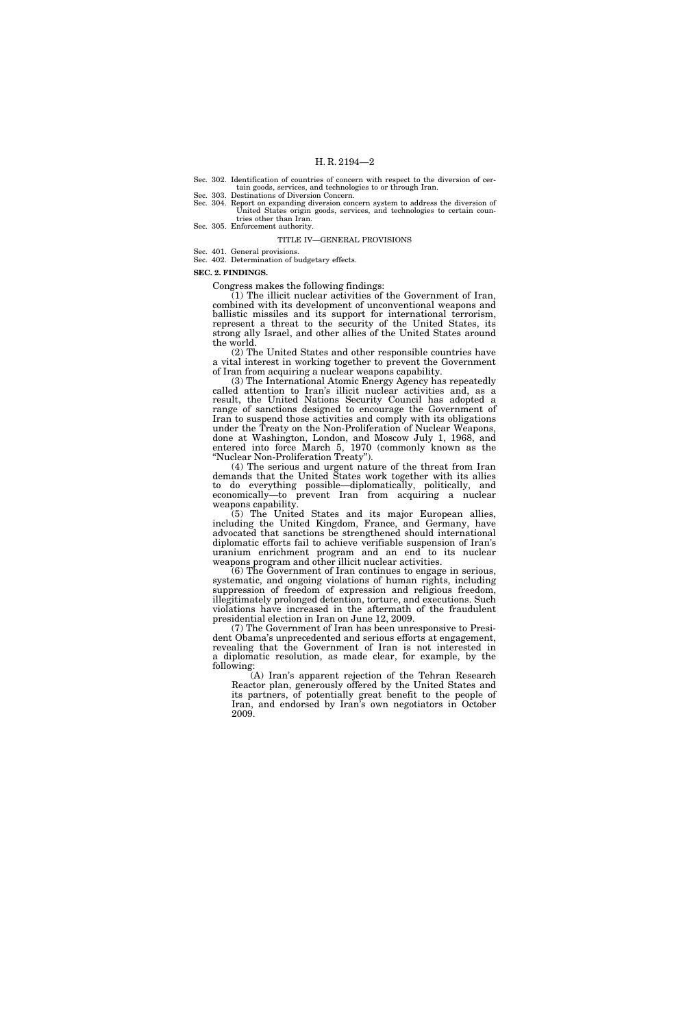Sec. 302. Identification of countries of concern with respect to the diversion of certain goods, services, and technologies to or through Iran.
Sec. 303. Destinations of Diversion Concern.
Sec. 304. Report on expanding diversion concern system to address the diversion of United States origin goods, services, and technologies to certain countries other than Iran.
Sec. 305. Enforcement authority.

TITLE IV—GENERAL PROVISIONS

Sec. 401. General provisions.
Sec. 402. Determination of budgetary effects.

**SEC. 2. FINDINGS.**

Congress makes the following findings:

(1) The illicit nuclear activities of the Government of Iran, combined with its development of unconventional weapons and ballistic missiles and its support for international terrorism, represent a threat to the security of the United States, its strong ally Israel, and other allies of the United States around the world.

(2) The United States and other responsible countries have a vital interest in working together to prevent the Government of Iran from acquiring a nuclear weapons capability.

(3) The International Atomic Energy Agency has repeatedly called attention to Iran's illicit nuclear activities and, as a result, the United Nations Security Council has adopted a range of sanctions designed to encourage the Government of Iran to suspend those activities and comply with its obligations under the Treaty on the Non-Proliferation of Nuclear Weapons, done at Washington, London, and Moscow July 1, 1968, and entered into force March 5, 1970 (commonly known as the "Nuclear Non-Proliferation Treaty").

(4) The serious and urgent nature of the threat from Iran demands that the United States work together with its allies to do everything possible—diplomatically, politically, and economically—to prevent Iran from acquiring a nuclear weapons capability.

(5) The United States and its major European allies, including the United Kingdom, France, and Germany, have advocated that sanctions be strengthened should international diplomatic efforts fail to achieve verifiable suspension of Iran's uranium enrichment program and an end to its nuclear weapons program and other illicit nuclear activities.

(6) The Government of Iran continues to engage in serious, systematic, and ongoing violations of human rights, including suppression of freedom of expression and religious freedom, illegitimately prolonged detention, torture, and executions. Such violations have increased in the aftermath of the fraudulent presidential election in Iran on June 12, 2009.

(7) The Government of Iran has been unresponsive to President Obama's unprecedented and serious efforts at engagement, revealing that the Government of Iran is not interested in a diplomatic resolution, as made clear, for example, by the following:

(A) Iran's apparent rejection of the Tehran Research Reactor plan, generously offered by the United States and its partners, of potentially great benefit to the people of Iran, and endorsed by Iran's own negotiators in October 2009.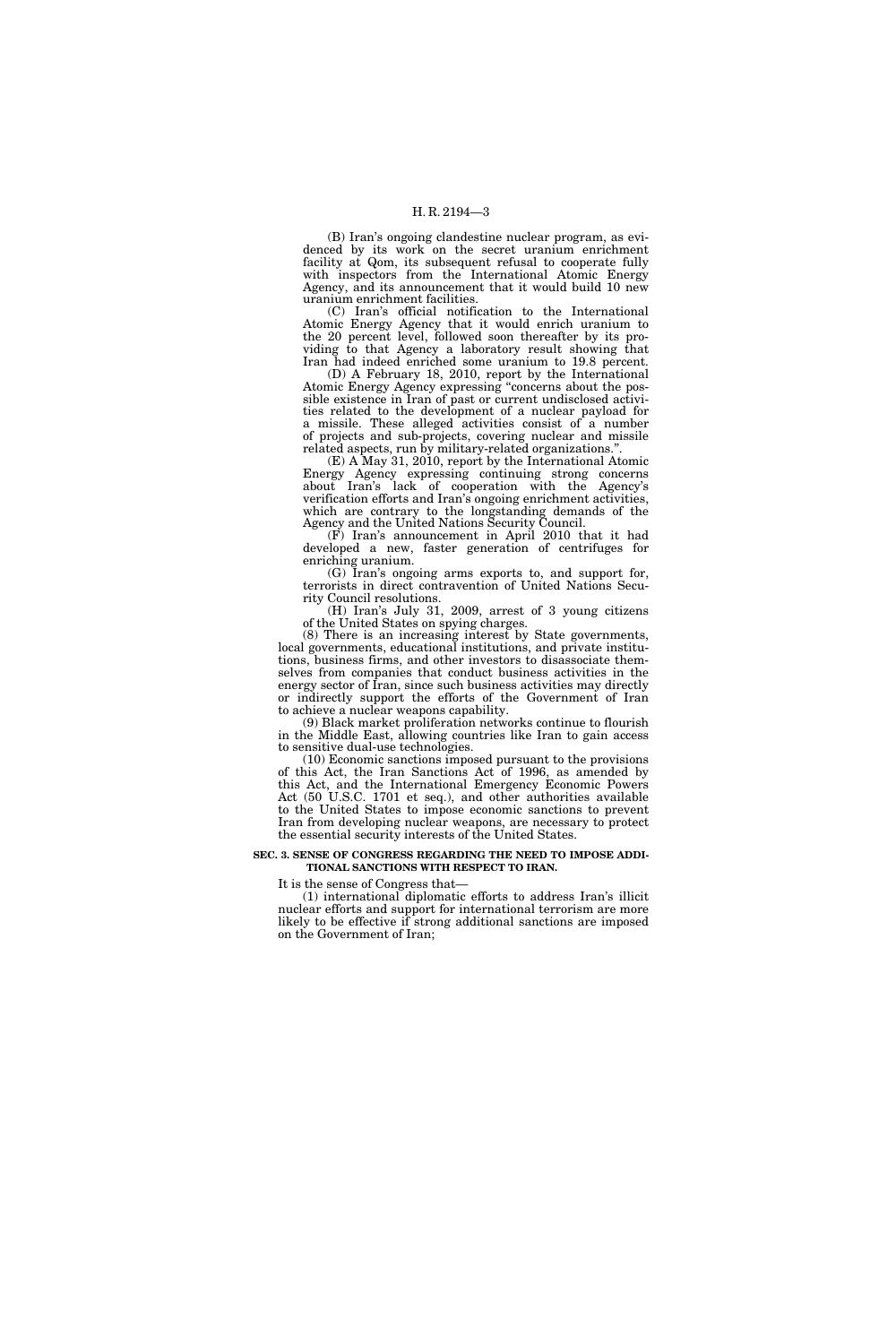(B) Iran's ongoing clandestine nuclear program, as evidenced by its work on the secret uranium enrichment facility at Qom, its subsequent refusal to cooperate fully with inspectors from the International Atomic Energy Agency, and its announcement that it would build 10 new uranium enrichment facilities.

(C) Iran's official notification to the International Atomic Energy Agency that it would enrich uranium to the 20 percent level, followed soon thereafter by its providing to that Agency a laboratory result showing that Iran had indeed enriched some uranium to 19.8 percent.

(D) A February 18, 2010, report by the International Atomic Energy Agency expressing "concerns about the possible existence in Iran of past or current undisclosed activities related to the development of a nuclear payload for a missile. These alleged activities consist of a number of projects and sub-projects, covering nuclear and missile related aspects, run by military-related organizations.".

(E) A May 31, 2010, report by the International Atomic Energy Agency expressing continuing strong concerns about Iran's lack of cooperation with the Agency's verification efforts and Iran's ongoing enrichment activities, which are contrary to the longstanding demands of the Agency and the United Nations Security Council.

(F) Iran's announcement in April 2010 that it had developed a new, faster generation of centrifuges for enriching uranium.

(G) Iran's ongoing arms exports to, and support for, terrorists in direct contravention of United Nations Security Council resolutions.

(H) Iran's July 31, 2009, arrest of 3 young citizens of the United States on spying charges.

(8) There is an increasing interest by State governments, local governments, educational institutions, and private institutions, business firms, and other investors to disassociate themselves from companies that conduct business activities in the energy sector of Iran, since such business activities may directly or indirectly support the efforts of the Government of Iran to achieve a nuclear weapons capability.

(9) Black market proliferation networks continue to flourish in the Middle East, allowing countries like Iran to gain access to sensitive dual-use technologies.

(10) Economic sanctions imposed pursuant to the provisions of this Act, the Iran Sanctions Act of 1996, as amended by this Act, and the International Emergency Economic Powers Act (50 U.S.C. 1701 et seq.), and other authorities available to the United States to impose economic sanctions to prevent Iran from developing nuclear weapons, are necessary to protect the essential security interests of the United States.

**SEC. 3. SENSE OF CONGRESS REGARDING THE NEED TO IMPOSE ADDITIONAL SANCTIONS WITH RESPECT TO IRAN.**

It is the sense of Congress that—

(1) international diplomatic efforts to address Iran's illicit nuclear efforts and support for international terrorism are more likely to be effective if strong additional sanctions are imposed on the Government of Iran;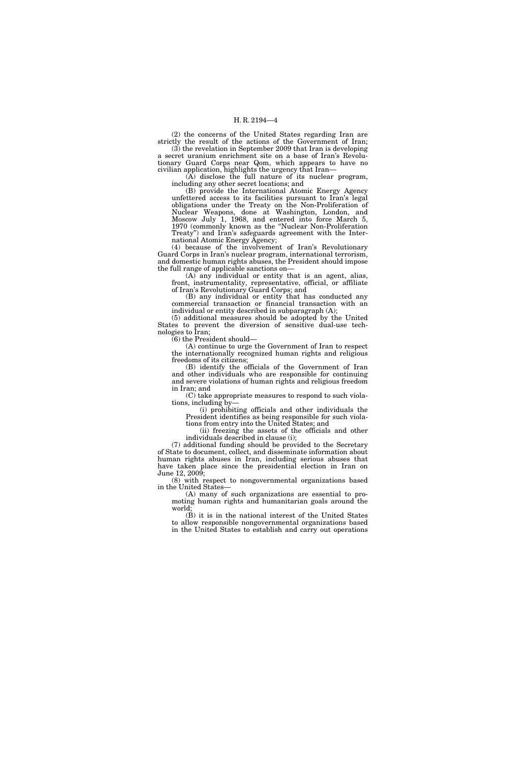(2) the concerns of the United States regarding Iran are strictly the result of the actions of the Government of Iran;

(3) the revelation in September 2009 that Iran is developing a secret uranium enrichment site on a base of Iran's Revolutionary Guard Corps near Qom, which appears to have no civilian application, highlights the urgency that Iran—

(A) disclose the full nature of its nuclear program, including any other secret locations; and

(B) provide the International Atomic Energy Agency unfettered access to its facilities pursuant to Iran's legal obligations under the Treaty on the Non-Proliferation of Nuclear Weapons, done at Washington, London, and Moscow July 1, 1968, and entered into force March 5, 1970 (commonly known as the "Nuclear Non-Proliferation Treaty") and Iran's safeguards agreement with the International Atomic Energy Agency;

(4) because of the involvement of Iran's Revolutionary Guard Corps in Iran's nuclear program, international terrorism, and domestic human rights abuses, the President should impose the full range of applicable sanctions on—

(A) any individual or entity that is an agent, alias, front, instrumentality, representative, official, or affiliate of Iran's Revolutionary Guard Corps; and

(B) any individual or entity that has conducted any commercial transaction or financial transaction with an individual or entity described in subparagraph (A);

(5) additional measures should be adopted by the United States to prevent the diversion of sensitive dual-use technologies to Iran;

(6) the President should—

(A) continue to urge the Government of Iran to respect the internationally recognized human rights and religious freedoms of its citizens;

(B) identify the officials of the Government of Iran and other individuals who are responsible for continuing and severe violations of human rights and religious freedom in Iran; and

(C) take appropriate measures to respond to such violations, including by—

(i) prohibiting officials and other individuals the President identifies as being responsible for such violations from entry into the United States; and

(ii) freezing the assets of the officials and other individuals described in clause (i);

(7) additional funding should be provided to the Secretary of State to document, collect, and disseminate information about human rights abuses in Iran, including serious abuses that have taken place since the presidential election in Iran on June 12, 2009;

(8) with respect to nongovernmental organizations based in the United States—

(A) many of such organizations are essential to promoting human rights and humanitarian goals around the world;

(B) it is in the national interest of the United States to allow responsible nongovernmental organizations based in the United States to establish and carry out operations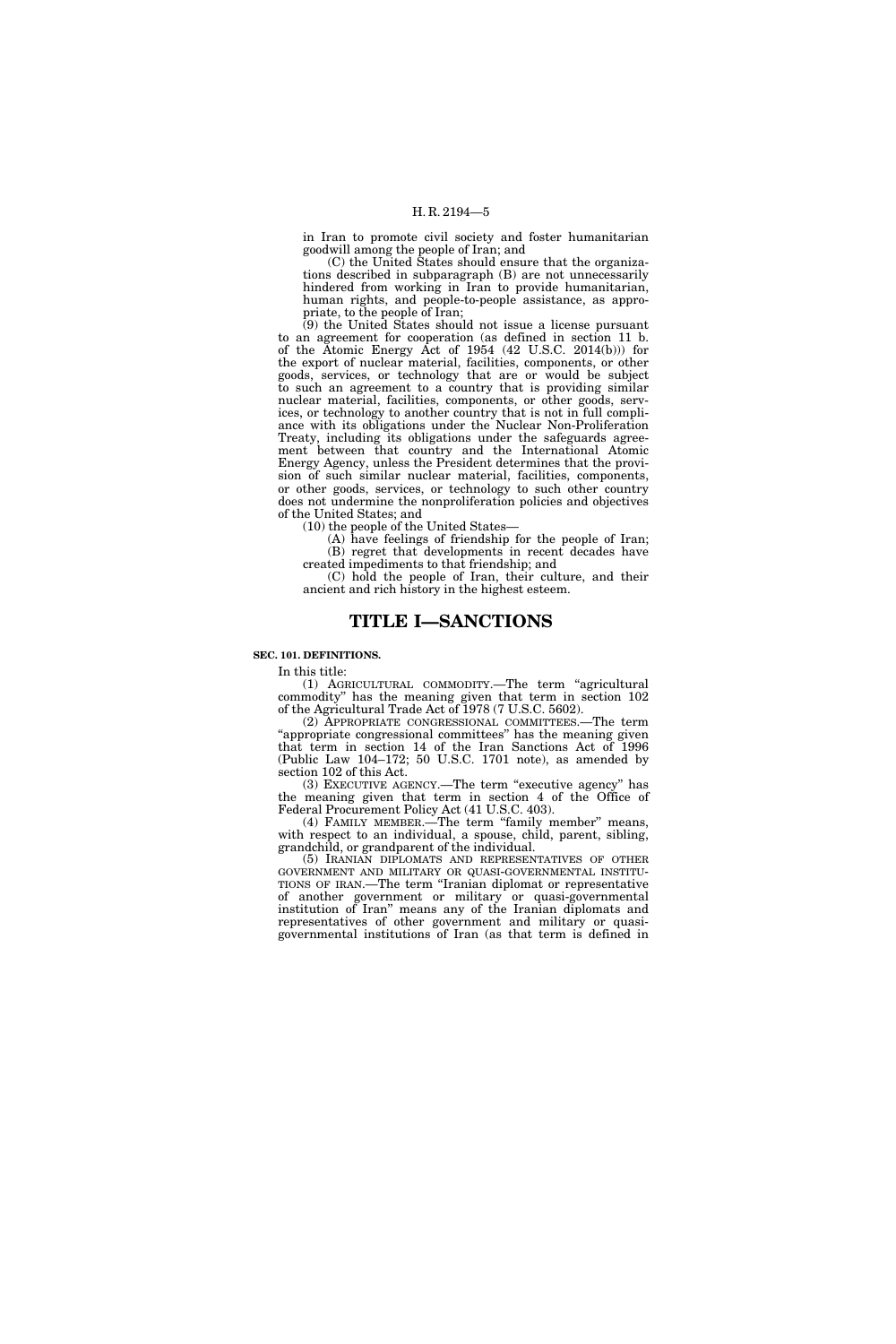in Iran to promote civil society and foster humanitarian goodwill among the people of Iran; and

(C) the United States should ensure that the organizations described in subparagraph (B) are not unnecessarily hindered from working in Iran to provide humanitarian, human rights, and people-to-people assistance, as appropriate, to the people of Iran;

(9) the United States should not issue a license pursuant to an agreement for cooperation (as defined in section 11 b. of the Atomic Energy Act of 1954 (42 U.S.C. 2014(b))) for the export of nuclear material, facilities, components, or other goods, services, or technology that are or would be subject to such an agreement to a country that is providing similar nuclear material, facilities, components, or other goods, services, or technology to another country that is not in full compliance with its obligations under the Nuclear Non-Proliferation Treaty, including its obligations under the safeguards agreement between that country and the International Atomic Energy Agency, unless the President determines that the provision of such similar nuclear material, facilities, components, or other goods, services, or technology to such other country does not undermine the nonproliferation policies and objectives of the United States; and

(10) the people of the United States—

(A) have feelings of friendship for the people of Iran;

(B) regret that developments in recent decades have created impediments to that friendship; and

(C) hold the people of Iran, their culture, and their ancient and rich history in the highest esteem.

# TITLE I—SANCTIONS

**SEC. 101. DEFINITIONS.**

In this title:

(1) AGRICULTURAL COMMODITY.—The term "agricultural commodity" has the meaning given that term in section 102 of the Agricultural Trade Act of 1978 (7 U.S.C. 5602).

(2) APPROPRIATE CONGRESSIONAL COMMITTEES.—The term "appropriate congressional committees" has the meaning given that term in section 14 of the Iran Sanctions Act of 1996 (Public Law 104–172; 50 U.S.C. 1701 note), as amended by section 102 of this Act.

(3) EXECUTIVE AGENCY.—The term "executive agency" has the meaning given that term in section 4 of the Office of Federal Procurement Policy Act (41 U.S.C. 403).

(4) FAMILY MEMBER.—The term "family member" means, with respect to an individual, a spouse, child, parent, sibling, grandchild, or grandparent of the individual.

(5) IRANIAN DIPLOMATS AND REPRESENTATIVES OF OTHER GOVERNMENT AND MILITARY OR QUASI-GOVERNMENTAL INSTITUTIONS OF IRAN.—The term "Iranian diplomat or representative of another government or military or quasi-governmental institution of Iran" means any of the Iranian diplomats and representatives of other government and military or quasi-governmental institutions of Iran (as that term is defined in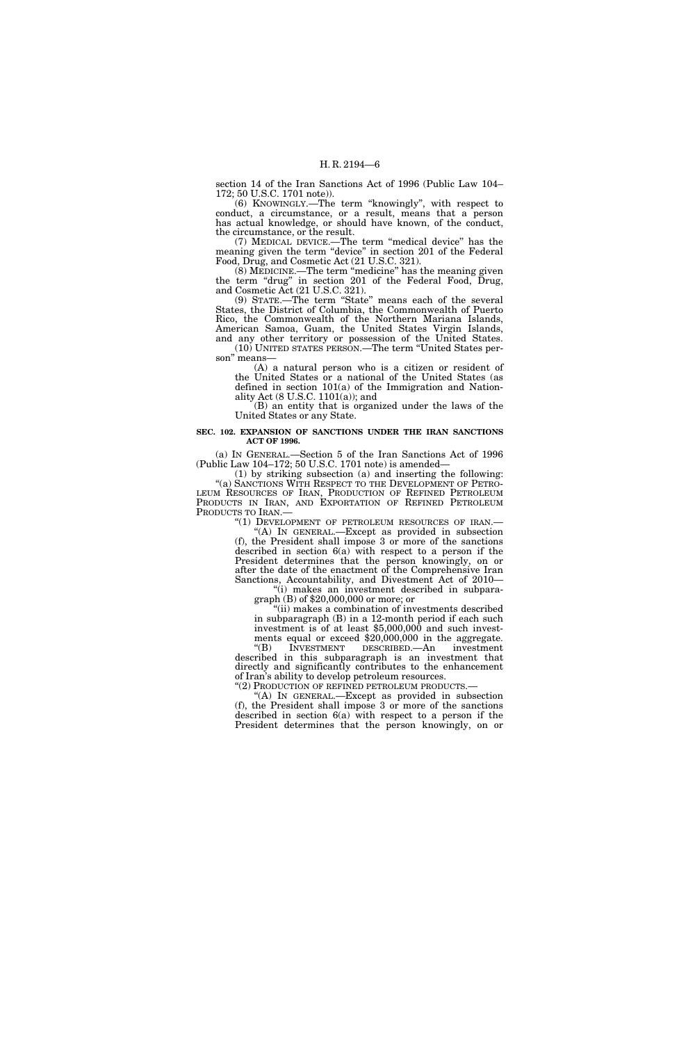section 14 of the Iran Sanctions Act of 1996 (Public Law 104–172; 50 U.S.C. 1701 note)).

(6) KNOWINGLY.—The term "knowingly", with respect to conduct, a circumstance, or a result, means that a person has actual knowledge, or should have known, of the conduct, the circumstance, or the result.

(7) MEDICAL DEVICE.—The term "medical device" has the meaning given the term "device" in section 201 of the Federal Food, Drug, and Cosmetic Act (21 U.S.C. 321).

(8) MEDICINE.—The term "medicine" has the meaning given the term "drug" in section 201 of the Federal Food, Drug, and Cosmetic Act (21 U.S.C. 321).

(9) STATE.—The term "State" means each of the several States, the District of Columbia, the Commonwealth of Puerto Rico, the Commonwealth of the Northern Mariana Islands, American Samoa, Guam, the United States Virgin Islands, and any other territory or possession of the United States.

(10) UNITED STATES PERSON.—The term "United States person" means—

(A) a natural person who is a citizen or resident of the United States or a national of the United States (as defined in section 101(a) of the Immigration and Nationality Act (8 U.S.C. 1101(a)); and

(B) an entity that is organized under the laws of the United States or any State.

**SEC. 102. EXPANSION OF SANCTIONS UNDER THE IRAN SANCTIONS ACT OF 1996.**

(a) IN GENERAL.—Section 5 of the Iran Sanctions Act of 1996 (Public Law 104–172; 50 U.S.C. 1701 note) is amended—

(1) by striking subsection (a) and inserting the following:

"(a) SANCTIONS WITH RESPECT TO THE DEVELOPMENT OF PETROLEUM RESOURCES OF IRAN, PRODUCTION OF REFINED PETROLEUM PRODUCTS IN IRAN, AND EXPORTATION OF REFINED PETROLEUM PRODUCTS TO IRAN.—

"(1) DEVELOPMENT OF PETROLEUM RESOURCES OF IRAN.—

"(A) IN GENERAL.—Except as provided in subsection (f), the President shall impose 3 or more of the sanctions described in section 6(a) with respect to a person if the President determines that the person knowingly, on or after the date of the enactment of the Comprehensive Iran Sanctions, Accountability, and Divestment Act of 2010—

"(i) makes an investment described in subparagraph (B) of $20,000,000 or more; or

"(ii) makes a combination of investments described in subparagraph (B) in a 12-month period if each such investment is of at least $5,000,000 and such investments equal or exceed $20,000,000 in the aggregate.

"(B) INVESTMENT DESCRIBED.—An investment described in this subparagraph is an investment that directly and significantly contributes to the enhancement of Iran's ability to develop petroleum resources.

"(2) PRODUCTION OF REFINED PETROLEUM PRODUCTS.—

"(A) IN GENERAL.—Except as provided in subsection (f), the President shall impose 3 or more of the sanctions described in section 6(a) with respect to a person if the President determines that the person knowingly, on or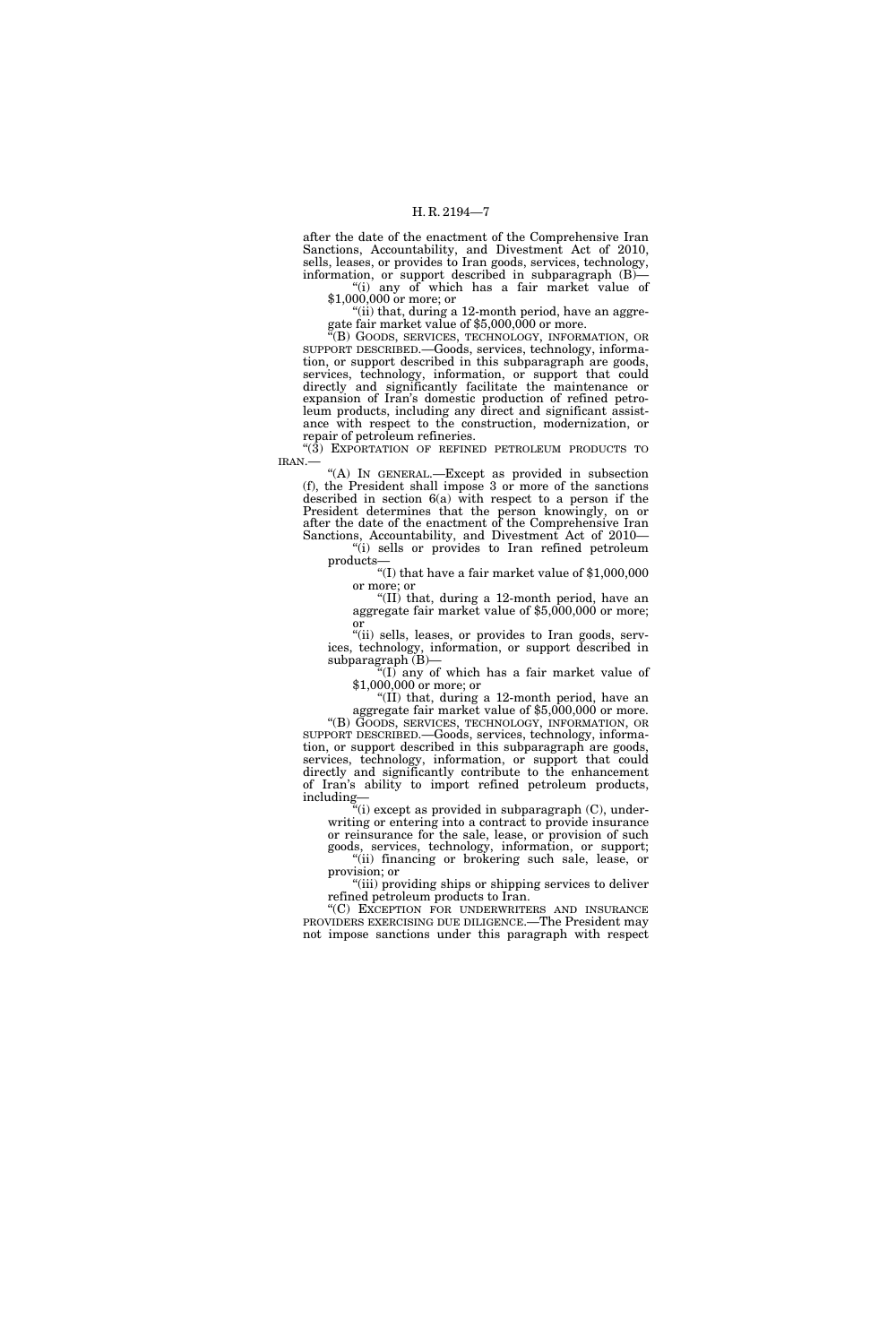after the date of the enactment of the Comprehensive Iran Sanctions, Accountability, and Divestment Act of 2010, sells, leases, or provides to Iran goods, services, technology, information, or support described in subparagraph (B)—

"(i) any of which has a fair market value of $1,000,000 or more; or

"(ii) that, during a 12-month period, have an aggregate fair market value of $5,000,000 or more.

"(B) GOODS, SERVICES, TECHNOLOGY, INFORMATION, OR SUPPORT DESCRIBED.—Goods, services, technology, information, or support described in this subparagraph are goods, services, technology, information, or support that could directly and significantly facilitate the maintenance or expansion of Iran's domestic production of refined petroleum products, including any direct and significant assistance with respect to the construction, modernization, or repair of petroleum refineries.

"(3) EXPORTATION OF REFINED PETROLEUM PRODUCTS TO IRAN.—

"(A) IN GENERAL.—Except as provided in subsection (f), the President shall impose 3 or more of the sanctions described in section 6(a) with respect to a person if the President determines that the person knowingly, on or after the date of the enactment of the Comprehensive Iran Sanctions, Accountability, and Divestment Act of 2010—

"(i) sells or provides to Iran refined petroleum products—

"(I) that have a fair market value of $1,000,000 or more; or

"(II) that, during a 12-month period, have an aggregate fair market value of $5,000,000 or more; or

"(ii) sells, leases, or provides to Iran goods, services, technology, information, or support described in subparagraph (B)—

"(I) any of which has a fair market value of $1,000,000 or more; or

"(II) that, during a 12-month period, have an aggregate fair market value of $5,000,000 or more.

"(B) GOODS, SERVICES, TECHNOLOGY, INFORMATION, OR SUPPORT DESCRIBED.—Goods, services, technology, information, or support described in this subparagraph are goods, services, technology, information, or support that could directly and significantly contribute to the enhancement of Iran's ability to import refined petroleum products, including—

"(i) except as provided in subparagraph (C), underwriting or entering into a contract to provide insurance or reinsurance for the sale, lease, or provision of such goods, services, technology, information, or support;

"(ii) financing or brokering such sale, lease, or provision; or

"(iii) providing ships or shipping services to deliver refined petroleum products to Iran.

"(C) EXCEPTION FOR UNDERWRITERS AND INSURANCE PROVIDERS EXERCISING DUE DILIGENCE.—The President may not impose sanctions under this paragraph with respect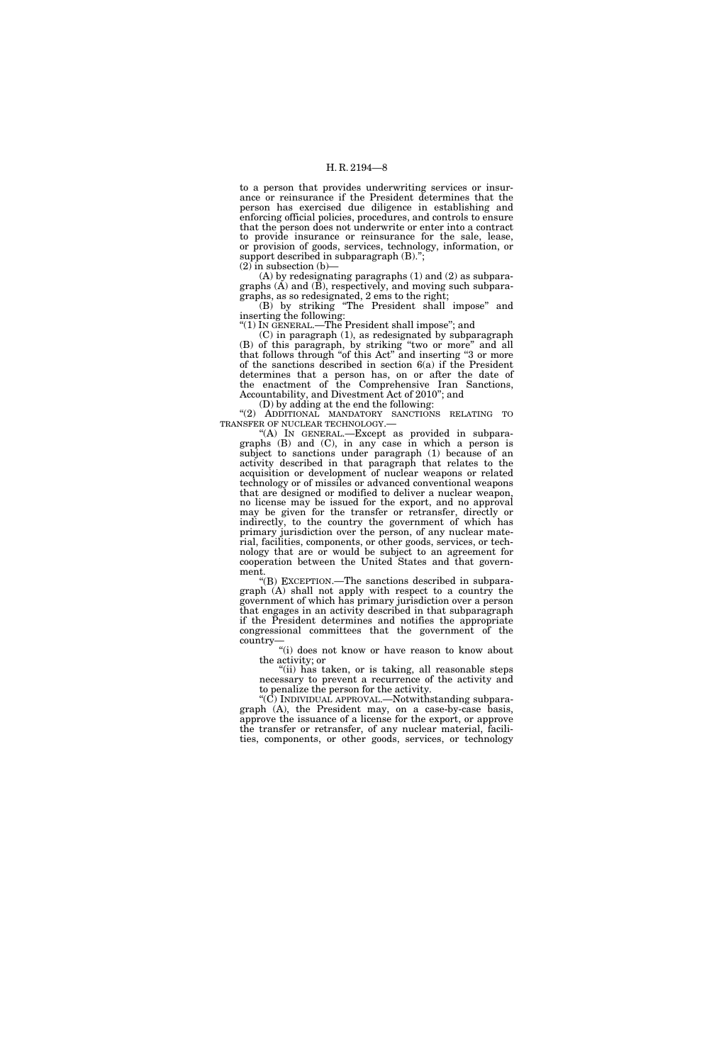to a person that provides underwriting services or insurance or reinsurance if the President determines that the person has exercised due diligence in establishing and enforcing official policies, procedures, and controls to ensure that the person does not underwrite or enter into a contract to provide insurance or reinsurance for the sale, lease, or provision of goods, services, technology, information, or support described in subparagraph (B).";

(2) in subsection (b)—

(A) by redesignating paragraphs (1) and (2) as subparagraphs (A) and (B), respectively, and moving such subparagraphs, as so redesignated, 2 ems to the right;

(B) by striking "The President shall impose" and inserting the following:

"(1) IN GENERAL.—The President shall impose"; and

(C) in paragraph (1), as redesignated by subparagraph (B) of this paragraph, by striking "two or more" and all that follows through "of this Act" and inserting "3 or more of the sanctions described in section 6(a) if the President determines that a person has, on or after the date of the enactment of the Comprehensive Iran Sanctions, Accountability, and Divestment Act of 2010"; and

(D) by adding at the end the following:

"(2) ADDITIONAL MANDATORY SANCTIONS RELATING TO TRANSFER OF NUCLEAR TECHNOLOGY.—

"(A) IN GENERAL.—Except as provided in subparagraphs (B) and (C), in any case in which a person is subject to sanctions under paragraph (1) because of an activity described in that paragraph that relates to the acquisition or development of nuclear weapons or related technology or of missiles or advanced conventional weapons that are designed or modified to deliver a nuclear weapon, no license may be issued for the export, and no approval may be given for the transfer or retransfer, directly or indirectly, to the country the government of which has primary jurisdiction over the person, of any nuclear material, facilities, components, or other goods, services, or technology that are or would be subject to an agreement for cooperation between the United States and that government.

"(B) EXCEPTION.—The sanctions described in subparagraph (A) shall not apply with respect to a country the government of which has primary jurisdiction over a person that engages in an activity described in that subparagraph if the President determines and notifies the appropriate congressional committees that the government of the country—

"(i) does not know or have reason to know about the activity; or

"(ii) has taken, or is taking, all reasonable steps necessary to prevent a recurrence of the activity and to penalize the person for the activity.

"(C) INDIVIDUAL APPROVAL.—Notwithstanding subparagraph (A), the President may, on a case-by-case basis, approve the issuance of a license for the export, or approve the transfer or retransfer, of any nuclear material, facilities, components, or other goods, services, or technology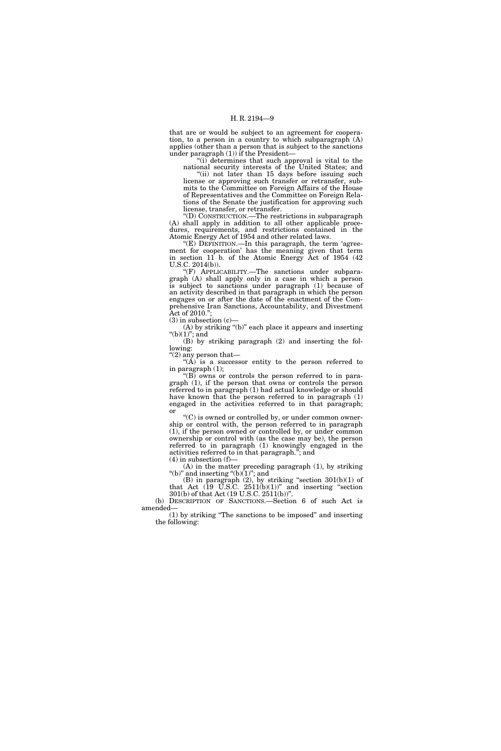that are or would be subject to an agreement for cooperation, to a person in a country to which subparagraph (A) applies (other than a person that is subject to the sanctions under paragraph (1)) if the President—

"(i) determines that such approval is vital to the national security interests of the United States; and

"(ii) not later than 15 days before issuing such license or approving such transfer or retransfer, submits to the Committee on Foreign Affairs of the House of Representatives and the Committee on Foreign Relations of the Senate the justification for approving such license, transfer, or retransfer.

"(D) CONSTRUCTION.—The restrictions in subparagraph (A) shall apply in addition to all other applicable procedures, requirements, and restrictions contained in the Atomic Energy Act of 1954 and other related laws.

"(E) DEFINITION.—In this paragraph, the term 'agreement for cooperation' has the meaning given that term in section 11 b. of the Atomic Energy Act of 1954 (42 U.S.C. 2014(b)).

"(F) APPLICABILITY.—The sanctions under subparagraph (A) shall apply only in a case in which a person is subject to sanctions under paragraph (1) because of an activity described in that paragraph in which the person engages on or after the date of the enactment of the Comprehensive Iran Sanctions, Accountability, and Divestment Act of 2010.";

(3) in subsection (c)—

(A) by striking "(b)" each place it appears and inserting "(b)(1)"; and

(B) by striking paragraph (2) and inserting the following:

"(2) any person that—

"(A) is a successor entity to the person referred to in paragraph (1);

"(B) owns or controls the person referred to in paragraph (1), if the person that owns or controls the person referred to in paragraph (1) had actual knowledge or should have known that the person referred to in paragraph (1) engaged in the activities referred to in that paragraph; or

"(C) is owned or controlled by, or under common ownership or control with, the person referred to in paragraph (1), if the person owned or controlled by, or under common ownership or control with (as the case may be), the person referred to in paragraph (1) knowingly engaged in the activities referred to in that paragraph."; and

(4) in subsection (f)—

(A) in the matter preceding paragraph (1), by striking "(b)" and inserting "(b)(1)"; and

(B) in paragraph (2), by striking "section 301(b)(1) of that Act (19 U.S.C. 2511(b)(1))" and inserting "section 301(b) of that Act (19 U.S.C. 2511(b))".

(b) DESCRIPTION OF SANCTIONS.—Section 6 of such Act is amended—

(1) by striking "The sanctions to be imposed" and inserting the following: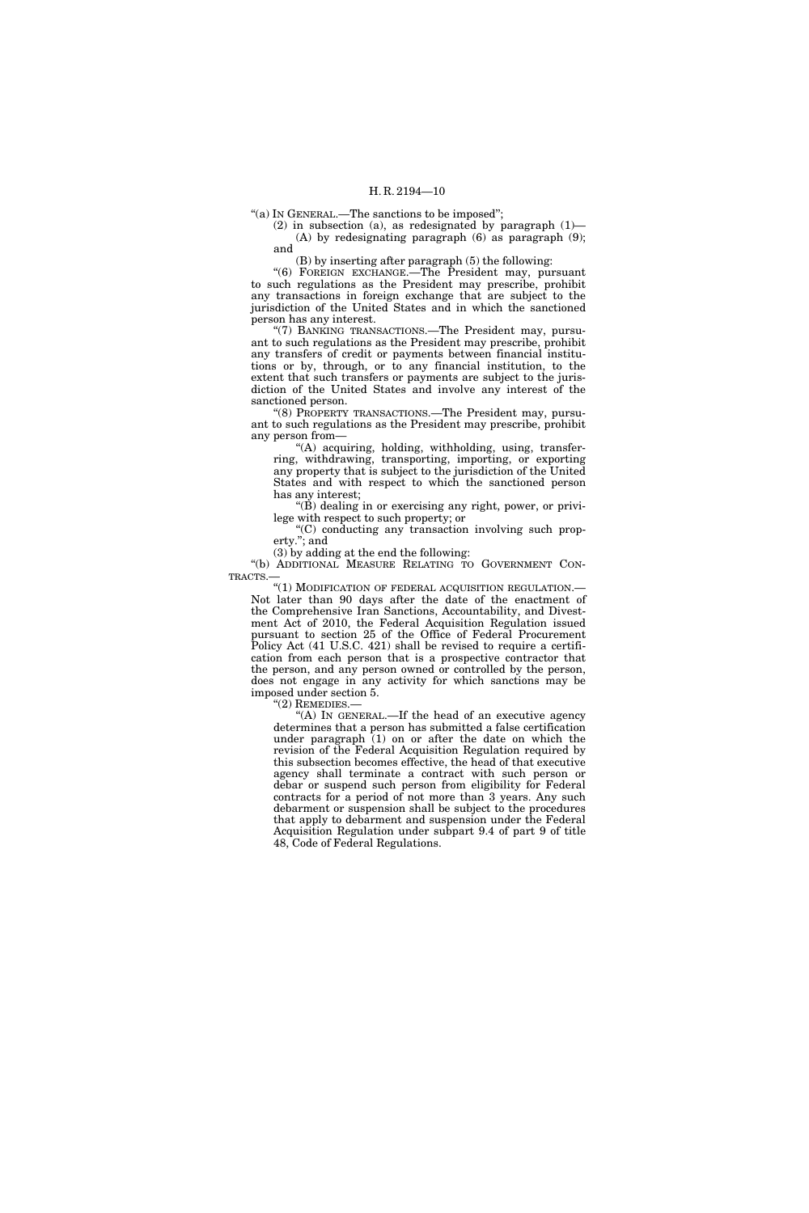"(a) IN GENERAL.—The sanctions to be imposed";

(2) in subsection (a), as redesignated by paragraph (1)—

(A) by redesignating paragraph (6) as paragraph (9); and

(B) by inserting after paragraph (5) the following:

"(6) FOREIGN EXCHANGE.—The President may, pursuant to such regulations as the President may prescribe, prohibit any transactions in foreign exchange that are subject to the jurisdiction of the United States and in which the sanctioned person has any interest.

"(7) BANKING TRANSACTIONS.—The President may, pursuant to such regulations as the President may prescribe, prohibit any transfers of credit or payments between financial institutions or by, through, or to any financial institution, to the extent that such transfers or payments are subject to the jurisdiction of the United States and involve any interest of the sanctioned person.

"(8) PROPERTY TRANSACTIONS.—The President may, pursuant to such regulations as the President may prescribe, prohibit any person from—

"(A) acquiring, holding, withholding, using, transferring, withdrawing, transporting, importing, or exporting any property that is subject to the jurisdiction of the United States and with respect to which the sanctioned person has any interest;

"(B) dealing in or exercising any right, power, or privilege with respect to such property; or

"(C) conducting any transaction involving such property."; and

(3) by adding at the end the following:

"(b) ADDITIONAL MEASURE RELATING TO GOVERNMENT CONTRACTS.—

"(1) MODIFICATION OF FEDERAL ACQUISITION REGULATION.—Not later than 90 days after the date of the enactment of the Comprehensive Iran Sanctions, Accountability, and Divestment Act of 2010, the Federal Acquisition Regulation issued pursuant to section 25 of the Office of Federal Procurement Policy Act (41 U.S.C. 421) shall be revised to require a certification from each person that is a prospective contractor that the person, and any person owned or controlled by the person, does not engage in any activity for which sanctions may be imposed under section 5.

"(2) REMEDIES.—

"(A) IN GENERAL.—If the head of an executive agency determines that a person has submitted a false certification under paragraph (1) on or after the date on which the revision of the Federal Acquisition Regulation required by this subsection becomes effective, the head of that executive agency shall terminate a contract with such person or debar or suspend such person from eligibility for Federal contracts for a period of not more than 3 years. Any such debarment or suspension shall be subject to the procedures that apply to debarment and suspension under the Federal Acquisition Regulation under subpart 9.4 of part 9 of title 48, Code of Federal Regulations.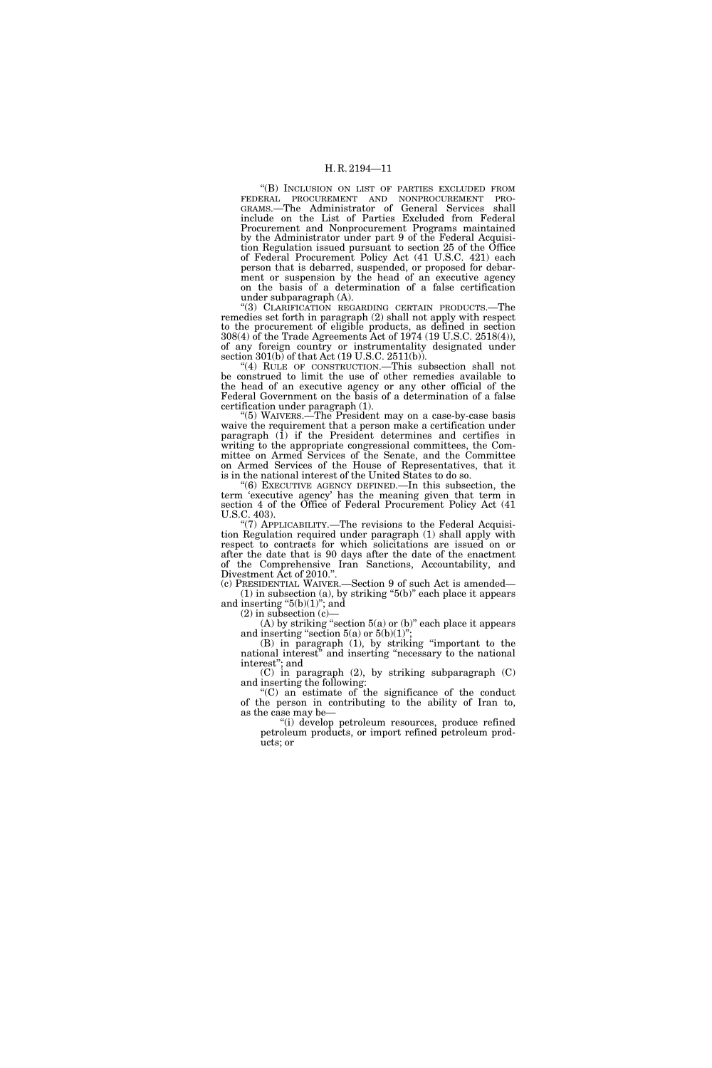"(B) INCLUSION ON LIST OF PARTIES EXCLUDED FROM FEDERAL PROCUREMENT AND NONPROCUREMENT PROGRAMS.—The Administrator of General Services shall include on the List of Parties Excluded from Federal Procurement and Nonprocurement Programs maintained by the Administrator under part 9 of the Federal Acquisition Regulation issued pursuant to section 25 of the Office of Federal Procurement Policy Act (41 U.S.C. 421) each person that is debarred, suspended, or proposed for debarment or suspension by the head of an executive agency on the basis of a determination of a false certification under subparagraph (A).

"(3) CLARIFICATION REGARDING CERTAIN PRODUCTS.—The remedies set forth in paragraph (2) shall not apply with respect to the procurement of eligible products, as defined in section 308(4) of the Trade Agreements Act of 1974 (19 U.S.C. 2518(4)), of any foreign country or instrumentality designated under section 301(b) of that Act (19 U.S.C. 2511(b)).

"(4) RULE OF CONSTRUCTION.—This subsection shall not be construed to limit the use of other remedies available to the head of an executive agency or any other official of the Federal Government on the basis of a determination of a false certification under paragraph (1).

"(5) WAIVERS.—The President may on a case-by-case basis waive the requirement that a person make a certification under paragraph (1) if the President determines and certifies in writing to the appropriate congressional committees, the Committee on Armed Services of the Senate, and the Committee on Armed Services of the House of Representatives, that it is in the national interest of the United States to do so.

"(6) EXECUTIVE AGENCY DEFINED.—In this subsection, the term 'executive agency' has the meaning given that term in section 4 of the Office of Federal Procurement Policy Act (41 U.S.C. 403).

"(7) APPLICABILITY.—The revisions to the Federal Acquisition Regulation required under paragraph (1) shall apply with respect to contracts for which solicitations are issued on or after the date that is 90 days after the date of the enactment of the Comprehensive Iran Sanctions, Accountability, and Divestment Act of 2010.".

(c) PRESIDENTIAL WAIVER.—Section 9 of such Act is amended—

(1) in subsection (a), by striking "5(b)" each place it appears and inserting "5(b)(1)"; and

(2) in subsection (c)—

(A) by striking "section 5(a) or (b)" each place it appears and inserting "section 5(a) or 5(b)(1)";

(B) in paragraph (1), by striking "important to the national interest" and inserting "necessary to the national interest"; and

(C) in paragraph (2), by striking subparagraph (C) and inserting the following:

"(C) an estimate of the significance of the conduct of the person in contributing to the ability of Iran to, as the case may be—

"(i) develop petroleum resources, produce refined petroleum products, or import refined petroleum products; or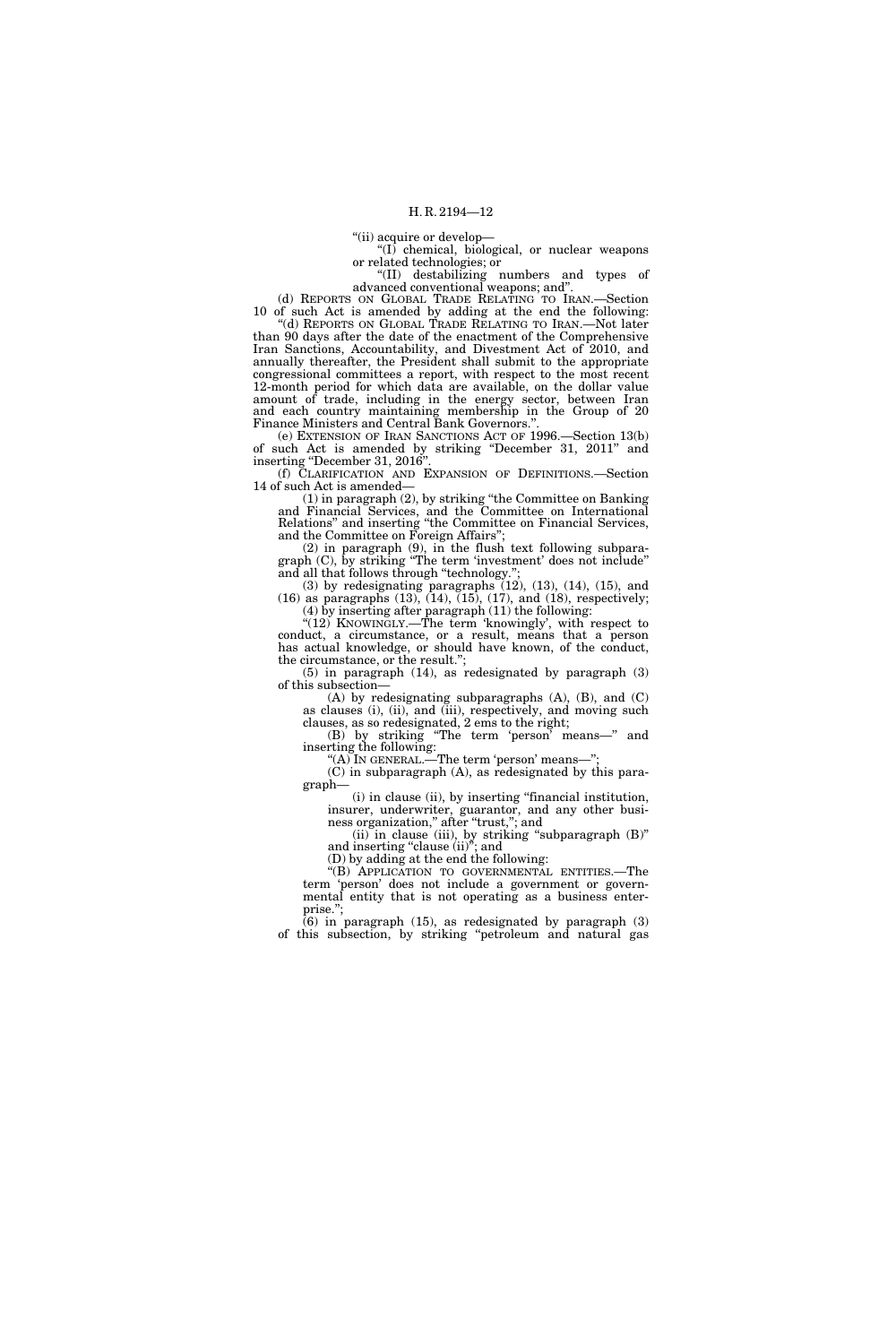"(ii) acquire or develop—

"(I) chemical, biological, or nuclear weapons or related technologies; or

"(II) destabilizing numbers and types of advanced conventional weapons; and".

(d) REPORTS ON GLOBAL TRADE RELATING TO IRAN.—Section 10 of such Act is amended by adding at the end the following:

"(d) REPORTS ON GLOBAL TRADE RELATING TO IRAN.—Not later than 90 days after the date of the enactment of the Comprehensive Iran Sanctions, Accountability, and Divestment Act of 2010, and annually thereafter, the President shall submit to the appropriate congressional committees a report, with respect to the most recent 12-month period for which data are available, on the dollar value amount of trade, including in the energy sector, between Iran and each country maintaining membership in the Group of 20 Finance Ministers and Central Bank Governors.".

(e) EXTENSION OF IRAN SANCTIONS ACT OF 1996.—Section 13(b) of such Act is amended by striking "December 31, 2011" and inserting "December 31, 2016".

(f) CLARIFICATION AND EXPANSION OF DEFINITIONS.—Section 14 of such Act is amended—

(1) in paragraph (2), by striking "the Committee on Banking and Financial Services, and the Committee on International Relations" and inserting "the Committee on Financial Services, and the Committee on Foreign Affairs";

(2) in paragraph (9), in the flush text following subparagraph (C), by striking "The term 'investment' does not include" and all that follows through "technology.";

(3) by redesignating paragraphs (12), (13), (14), (15), and (16) as paragraphs (13), (14), (15), (17), and (18), respectively;

(4) by inserting after paragraph (11) the following:

"(12) KNOWINGLY.—The term 'knowingly', with respect to conduct, a circumstance, or a result, means that a person has actual knowledge, or should have known, of the conduct, the circumstance, or the result.";

(5) in paragraph (14), as redesignated by paragraph (3) of this subsection—

(A) by redesignating subparagraphs (A), (B), and (C) as clauses (i), (ii), and (iii), respectively, and moving such clauses, as so redesignated, 2 ems to the right;

(B) by striking "The term 'person' means—" and inserting the following:

"(A) IN GENERAL.—The term 'person' means—";

(C) in subparagraph (A), as redesignated by this paragraph—

(i) in clause (ii), by inserting "financial institution, insurer, underwriter, guarantor, and any other business organization," after "trust,"; and

(ii) in clause (iii), by striking "subparagraph (B)" and inserting "clause (ii)"; and

(D) by adding at the end the following:

"(B) APPLICATION TO GOVERNMENTAL ENTITIES.—The term 'person' does not include a government or governmental entity that is not operating as a business enterprise.";

(6) in paragraph (15), as redesignated by paragraph (3) of this subsection, by striking "petroleum and natural gas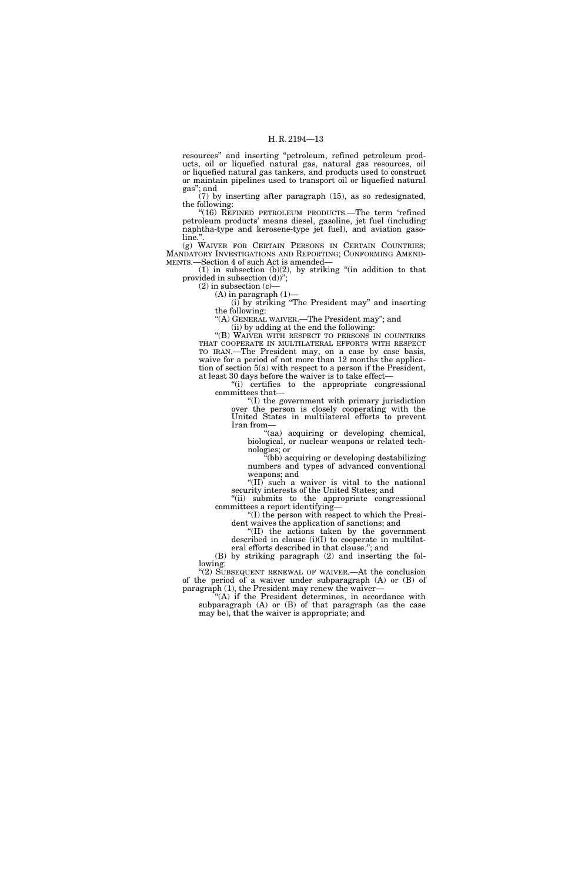resources" and inserting "petroleum, refined petroleum products, oil or liquefied natural gas, natural gas resources, oil or liquefied natural gas tankers, and products used to construct or maintain pipelines used to transport oil or liquefied natural gas"; and

(7) by inserting after paragraph (15), as so redesignated, the following:

"(16) REFINED PETROLEUM PRODUCTS.—The term 'refined petroleum products' means diesel, gasoline, jet fuel (including naphtha-type and kerosene-type jet fuel), and aviation gasoline.".

(g) WAIVER FOR CERTAIN PERSONS IN CERTAIN COUNTRIES; MANDATORY INVESTIGATIONS AND REPORTING; CONFORMING AMENDMENTS.—Section 4 of such Act is amended—

(1) in subsection (b)(2), by striking "(in addition to that provided in subsection (d))";

(2) in subsection (c)—

(A) in paragraph (1)—

(i) by striking "The President may" and inserting the following:

"(A) GENERAL WAIVER.—The President may"; and

(ii) by adding at the end the following:

"(B) WAIVER WITH RESPECT TO PERSONS IN COUNTRIES THAT COOPERATE IN MULTILATERAL EFFORTS WITH RESPECT TO IRAN.—The President may, on a case by case basis, waive for a period of not more than 12 months the application of section 5(a) with respect to a person if the President, at least 30 days before the waiver is to take effect—

"(i) certifies to the appropriate congressional committees that—

"(I) the government with primary jurisdiction over the person is closely cooperating with the United States in multilateral efforts to prevent Iran from—

"(aa) acquiring or developing chemical, biological, or nuclear weapons or related technologies; or

"(bb) acquiring or developing destabilizing numbers and types of advanced conventional weapons; and

"(II) such a waiver is vital to the national security interests of the United States; and

"(ii) submits to the appropriate congressional committees a report identifying—

"(I) the person with respect to which the President waives the application of sanctions; and

"(II) the actions taken by the government described in clause (i)(I) to cooperate in multilateral efforts described in that clause."; and

(B) by striking paragraph (2) and inserting the following:

"(2) SUBSEQUENT RENEWAL OF WAIVER.—At the conclusion of the period of a waiver under subparagraph (A) or (B) of paragraph (1), the President may renew the waiver—

"(A) if the President determines, in accordance with subparagraph (A) or (B) of that paragraph (as the case may be), that the waiver is appropriate; and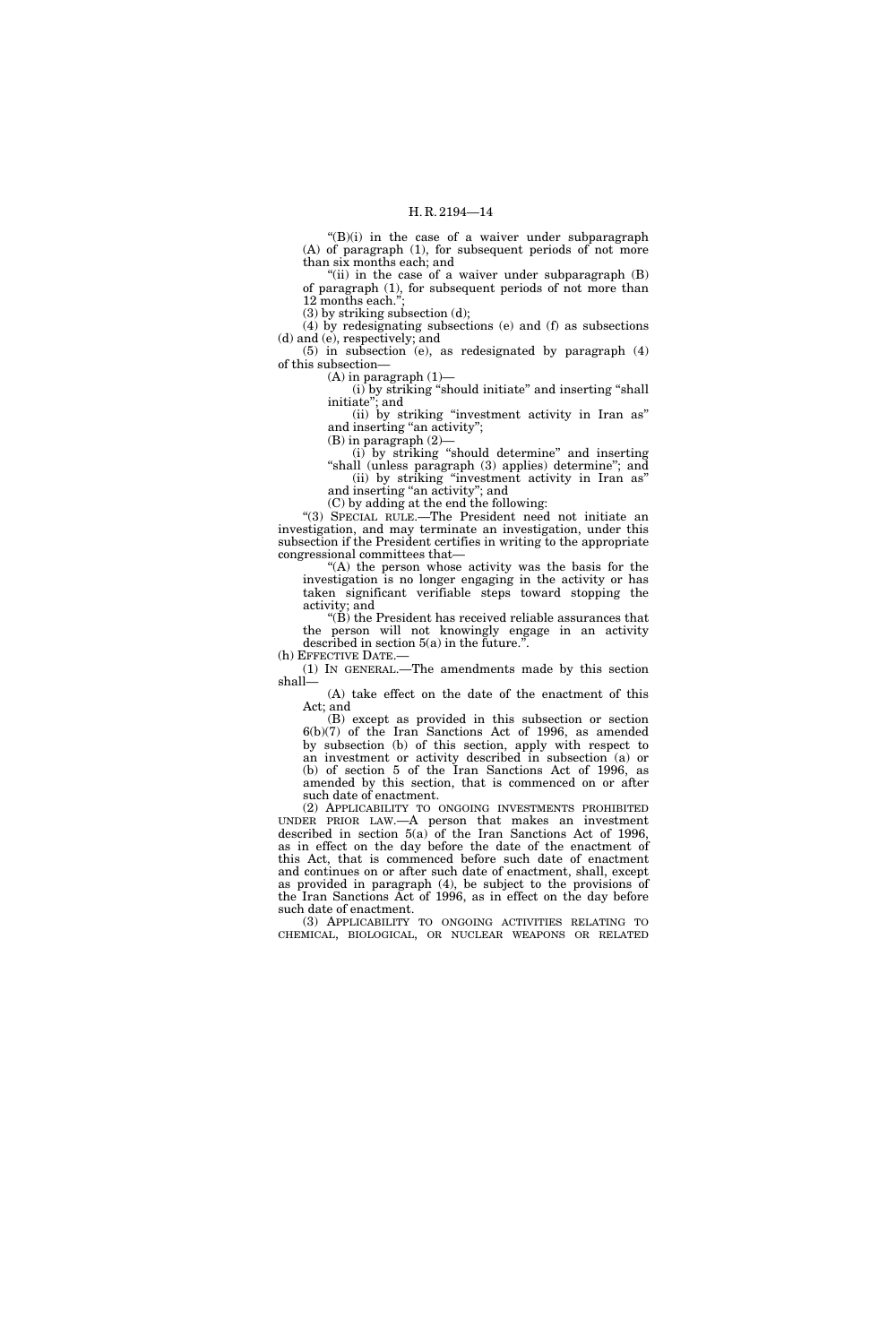"(B)(i) in the case of a waiver under subparagraph (A) of paragraph (1), for subsequent periods of not more than six months each; and

"(ii) in the case of a waiver under subparagraph (B) of paragraph (1), for subsequent periods of not more than 12 months each.";

(3) by striking subsection (d);

(4) by redesignating subsections (e) and (f) as subsections (d) and (e), respectively; and

(5) in subsection (e), as redesignated by paragraph (4) of this subsection—

(A) in paragraph (1)—

(i) by striking "should initiate" and inserting "shall initiate"; and

(ii) by striking "investment activity in Iran as" and inserting "an activity";

(B) in paragraph (2)—

(i) by striking "should determine" and inserting "shall (unless paragraph (3) applies) determine"; and

(ii) by striking "investment activity in Iran as" and inserting "an activity"; and

(C) by adding at the end the following:

"(3) SPECIAL RULE.—The President need not initiate an investigation, and may terminate an investigation, under this subsection if the President certifies in writing to the appropriate congressional committees that—

"(A) the person whose activity was the basis for the investigation is no longer engaging in the activity or has taken significant verifiable steps toward stopping the activity; and

"(B) the President has received reliable assurances that the person will not knowingly engage in an activity described in section 5(a) in the future.".

(h) EFFECTIVE DATE.—

(1) IN GENERAL.—The amendments made by this section shall—

(A) take effect on the date of the enactment of this Act; and

(B) except as provided in this subsection or section 6(b)(7) of the Iran Sanctions Act of 1996, as amended by subsection (b) of this section, apply with respect to an investment or activity described in subsection (a) or (b) of section 5 of the Iran Sanctions Act of 1996, as amended by this section, that is commenced on or after such date of enactment.

(2) APPLICABILITY TO ONGOING INVESTMENTS PROHIBITED UNDER PRIOR LAW.—A person that makes an investment described in section 5(a) of the Iran Sanctions Act of 1996, as in effect on the day before the date of the enactment of this Act, that is commenced before such date of enactment and continues on or after such date of enactment, shall, except as provided in paragraph (4), be subject to the provisions of the Iran Sanctions Act of 1996, as in effect on the day before such date of enactment.

(3) APPLICABILITY TO ONGOING ACTIVITIES RELATING TO CHEMICAL, BIOLOGICAL, OR NUCLEAR WEAPONS OR RELATED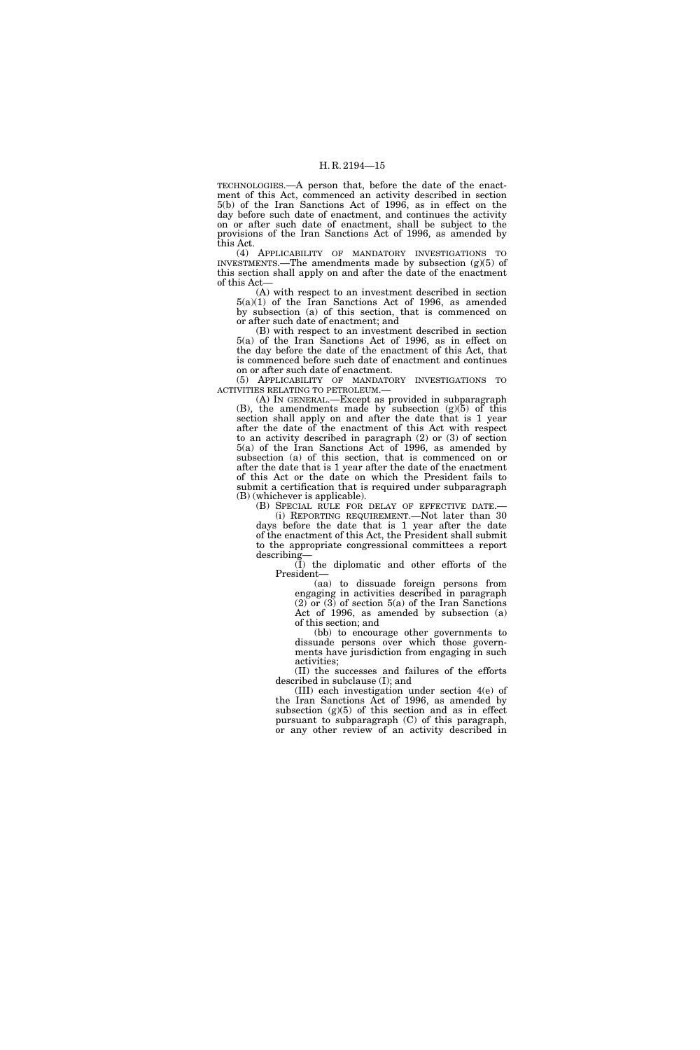TECHNOLOGIES.—A person that, before the date of the enactment of this Act, commenced an activity described in section 5(b) of the Iran Sanctions Act of 1996, as in effect on the day before such date of enactment, and continues the activity on or after such date of enactment, shall be subject to the provisions of the Iran Sanctions Act of 1996, as amended by this Act.

(4) APPLICABILITY OF MANDATORY INVESTIGATIONS TO INVESTMENTS.—The amendments made by subsection (g)(5) of this section shall apply on and after the date of the enactment of this Act—

(A) with respect to an investment described in section 5(a)(1) of the Iran Sanctions Act of 1996, as amended by subsection (a) of this section, that is commenced on or after such date of enactment; and

(B) with respect to an investment described in section 5(a) of the Iran Sanctions Act of 1996, as in effect on the day before the date of the enactment of this Act, that is commenced before such date of enactment and continues on or after such date of enactment.

(5) APPLICABILITY OF MANDATORY INVESTIGATIONS TO ACTIVITIES RELATING TO PETROLEUM.—

(A) IN GENERAL.—Except as provided in subparagraph (B), the amendments made by subsection (g)(5) of this section shall apply on and after the date that is 1 year after the date of the enactment of this Act with respect to an activity described in paragraph (2) or (3) of section 5(a) of the Iran Sanctions Act of 1996, as amended by subsection (a) of this section, that is commenced on or after the date that is 1 year after the date of the enactment of this Act or the date on which the President fails to submit a certification that is required under subparagraph (B) (whichever is applicable).

(B) SPECIAL RULE FOR DELAY OF EFFECTIVE DATE.—

(i) REPORTING REQUIREMENT.—Not later than 30 days before the date that is 1 year after the date of the enactment of this Act, the President shall submit to the appropriate congressional committees a report describing—

(I) the diplomatic and other efforts of the President—

(aa) to dissuade foreign persons from engaging in activities described in paragraph (2) or (3) of section 5(a) of the Iran Sanctions Act of 1996, as amended by subsection (a) of this section; and

(bb) to encourage other governments to dissuade persons over which those governments have jurisdiction from engaging in such activities;

(II) the successes and failures of the efforts described in subclause (I); and

(III) each investigation under section 4(e) of the Iran Sanctions Act of 1996, as amended by subsection (g)(5) of this section and as in effect pursuant to subparagraph (C) of this paragraph, or any other review of an activity described in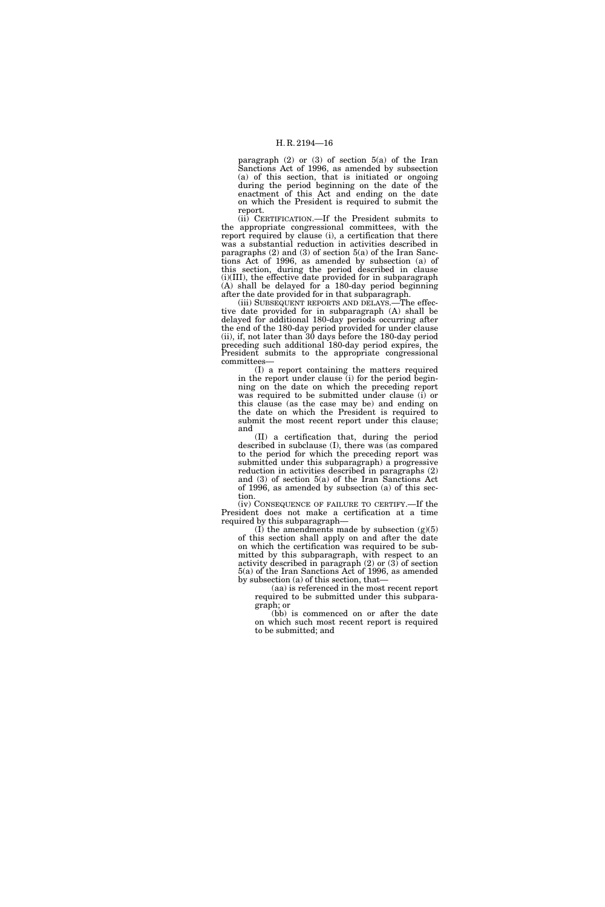paragraph (2) or (3) of section 5(a) of the Iran Sanctions Act of 1996, as amended by subsection (a) of this section, that is initiated or ongoing during the period beginning on the date of the enactment of this Act and ending on the date on which the President is required to submit the report.

(ii) CERTIFICATION.—If the President submits to the appropriate congressional committees, with the report required by clause (i), a certification that there was a substantial reduction in activities described in paragraphs (2) and (3) of section 5(a) of the Iran Sanctions Act of 1996, as amended by subsection (a) of this section, during the period described in clause (i)(III), the effective date provided for in subparagraph (A) shall be delayed for a 180-day period beginning after the date provided for in that subparagraph.

(iii) SUBSEQUENT REPORTS AND DELAYS.—The effective date provided for in subparagraph (A) shall be delayed for additional 180-day periods occurring after the end of the 180-day period provided for under clause (ii), if, not later than 30 days before the 180-day period preceding such additional 180-day period expires, the President submits to the appropriate congressional committees—

(I) a report containing the matters required in the report under clause (i) for the period beginning on the date on which the preceding report was required to be submitted under clause (i) or this clause (as the case may be) and ending on the date on which the President is required to submit the most recent report under this clause; and

(II) a certification that, during the period described in subclause (I), there was (as compared to the period for which the preceding report was submitted under this subparagraph) a progressive reduction in activities described in paragraphs (2) and (3) of section 5(a) of the Iran Sanctions Act of 1996, as amended by subsection (a) of this section.

(iv) CONSEQUENCE OF FAILURE TO CERTIFY.—If the President does not make a certification at a time required by this subparagraph—

(I) the amendments made by subsection (g)(5) of this section shall apply on and after the date on which the certification was required to be submitted by this subparagraph, with respect to an activity described in paragraph (2) or (3) of section 5(a) of the Iran Sanctions Act of 1996, as amended by subsection (a) of this section, that—

(aa) is referenced in the most recent report required to be submitted under this subparagraph; or

(bb) is commenced on or after the date on which such most recent report is required to be submitted; and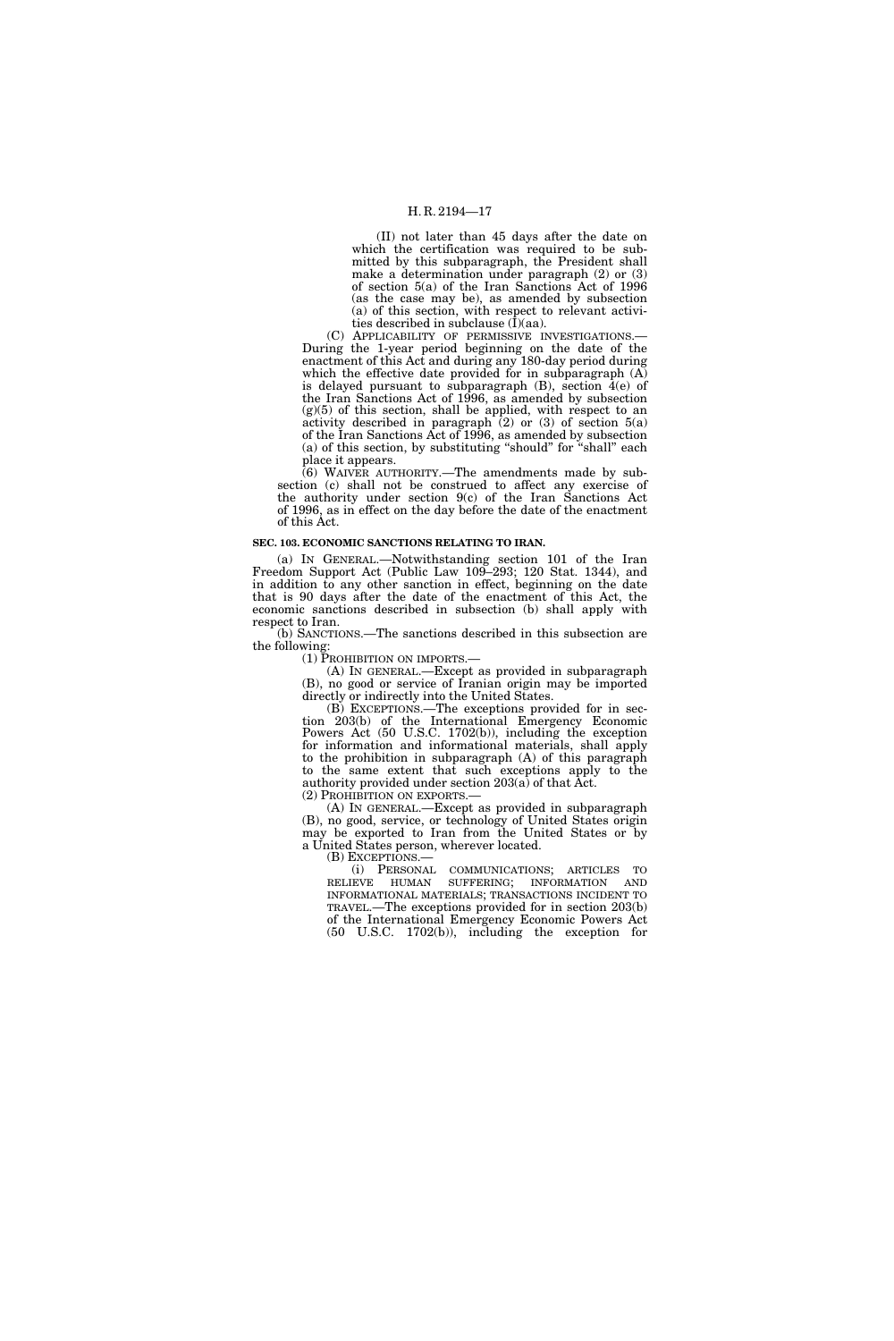(II) not later than 45 days after the date on which the certification was required to be submitted by this subparagraph, the President shall make a determination under paragraph (2) or (3) of section 5(a) of the Iran Sanctions Act of 1996 (as the case may be), as amended by subsection (a) of this section, with respect to relevant activities described in subclause (I)(aa).

(C) APPLICABILITY OF PERMISSIVE INVESTIGATIONS.—During the 1-year period beginning on the date of the enactment of this Act and during any 180-day period during which the effective date provided for in subparagraph (A) is delayed pursuant to subparagraph (B), section 4(e) of the Iran Sanctions Act of 1996, as amended by subsection (g)(5) of this section, shall be applied, with respect to an activity described in paragraph (2) or (3) of section 5(a) of the Iran Sanctions Act of 1996, as amended by subsection (a) of this section, by substituting "should" for "shall" each place it appears.

(6) WAIVER AUTHORITY.—The amendments made by subsection (c) shall not be construed to affect any exercise of the authority under section 9(c) of the Iran Sanctions Act of 1996, as in effect on the day before the date of the enactment of this Act.

**SEC. 103. ECONOMIC SANCTIONS RELATING TO IRAN.**

(a) IN GENERAL.—Notwithstanding section 101 of the Iran Freedom Support Act (Public Law 109–293; 120 Stat. 1344), and in addition to any other sanction in effect, beginning on the date that is 90 days after the date of the enactment of this Act, the economic sanctions described in subsection (b) shall apply with respect to Iran.

(b) SANCTIONS.—The sanctions described in this subsection are the following:

(1) PROHIBITION ON IMPORTS.—

(A) IN GENERAL.—Except as provided in subparagraph (B), no good or service of Iranian origin may be imported directly or indirectly into the United States.

(B) EXCEPTIONS.—The exceptions provided for in section 203(b) of the International Emergency Economic Powers Act (50 U.S.C. 1702(b)), including the exception for information and informational materials, shall apply to the prohibition in subparagraph (A) of this paragraph to the same extent that such exceptions apply to the authority provided under section 203(a) of that Act.

(2) PROHIBITION ON EXPORTS.—

(A) IN GENERAL.—Except as provided in subparagraph (B), no good, service, or technology of United States origin may be exported to Iran from the United States or by a United States person, wherever located.

(B) EXCEPTIONS.—

(i) PERSONAL COMMUNICATIONS; ARTICLES TO RELIEVE HUMAN SUFFERING; INFORMATION AND INFORMATIONAL MATERIALS; TRANSACTIONS INCIDENT TO TRAVEL.—The exceptions provided for in section 203(b) of the International Emergency Economic Powers Act (50 U.S.C. 1702(b)), including the exception for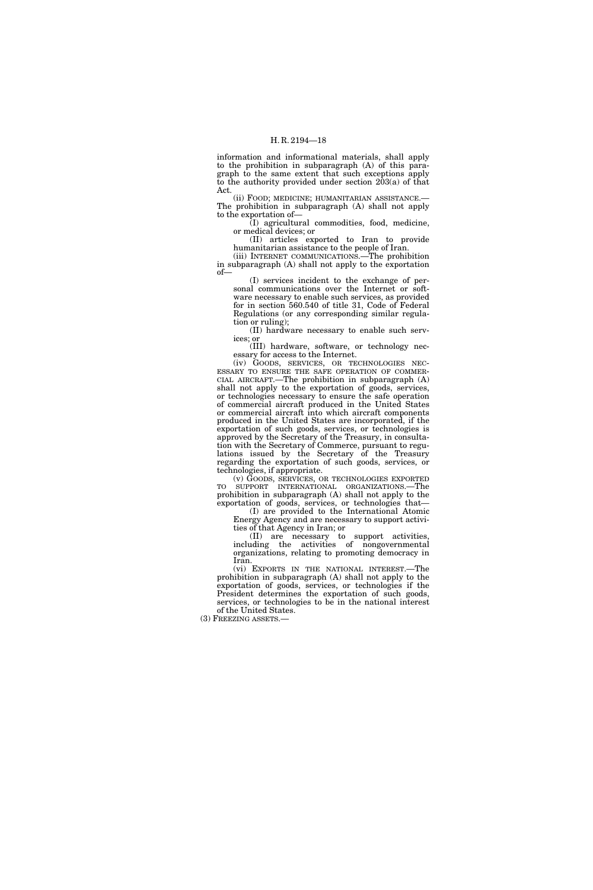information and informational materials, shall apply to the prohibition in subparagraph (A) of this paragraph to the same extent that such exceptions apply to the authority provided under section 203(a) of that Act.

(ii) FOOD; MEDICINE; HUMANITARIAN ASSISTANCE.— The prohibition in subparagraph (A) shall not apply to the exportation of—

(I) agricultural commodities, food, medicine, or medical devices; or

(II) articles exported to Iran to provide humanitarian assistance to the people of Iran.

(iii) INTERNET COMMUNICATIONS.—The prohibition in subparagraph (A) shall not apply to the exportation of—

(I) services incident to the exchange of personal communications over the Internet or software necessary to enable such services, as provided for in section 560.540 of title 31, Code of Federal Regulations (or any corresponding similar regulation or ruling);

(II) hardware necessary to enable such services; or

(III) hardware, software, or technology necessary for access to the Internet.

(iv) GOODS, SERVICES, OR TECHNOLOGIES NECESSARY TO ENSURE THE SAFE OPERATION OF COMMERCIAL AIRCRAFT.—The prohibition in subparagraph (A) shall not apply to the exportation of goods, services, or technologies necessary to ensure the safe operation of commercial aircraft produced in the United States or commercial aircraft into which aircraft components produced in the United States are incorporated, if the exportation of such goods, services, or technologies is approved by the Secretary of the Treasury, in consultation with the Secretary of Commerce, pursuant to regulations issued by the Secretary of the Treasury regarding the exportation of such goods, services, or technologies, if appropriate.

(v) GOODS, SERVICES, OR TECHNOLOGIES EXPORTED TO SUPPORT INTERNATIONAL ORGANIZATIONS.—The prohibition in subparagraph (A) shall not apply to the exportation of goods, services, or technologies that—

(I) are provided to the International Atomic Energy Agency and are necessary to support activities of that Agency in Iran; or

(II) are necessary to support activities, including the activities of nongovernmental organizations, relating to promoting democracy in Iran.

(vi) EXPORTS IN THE NATIONAL INTEREST.—The prohibition in subparagraph (A) shall not apply to the exportation of goods, services, or technologies if the President determines the exportation of such goods, services, or technologies to be in the national interest of the United States.

(3) FREEZING ASSETS.—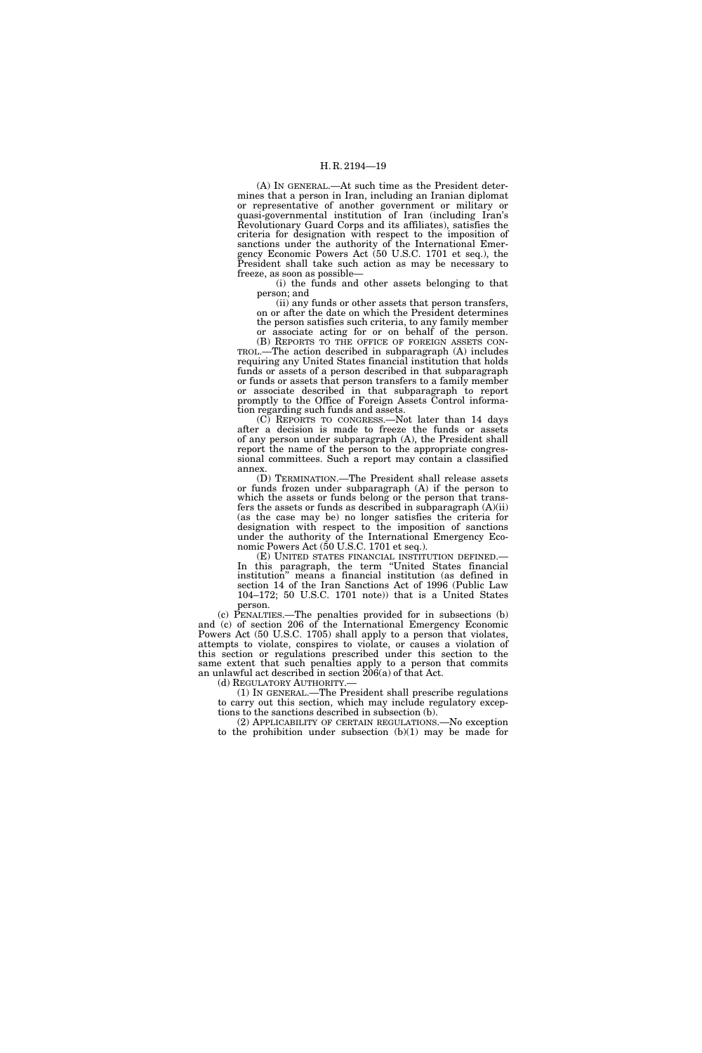(A) IN GENERAL.—At such time as the President determines that a person in Iran, including an Iranian diplomat or representative of another government or military or quasi-governmental institution of Iran (including Iran's Revolutionary Guard Corps and its affiliates), satisfies the criteria for designation with respect to the imposition of sanctions under the authority of the International Emergency Economic Powers Act (50 U.S.C. 1701 et seq.), the President shall take such action as may be necessary to freeze, as soon as possible—

(i) the funds and other assets belonging to that person; and

(ii) any funds or other assets that person transfers, on or after the date on which the President determines the person satisfies such criteria, to any family member or associate acting for or on behalf of the person.

(B) REPORTS TO THE OFFICE OF FOREIGN ASSETS CONTROL.—The action described in subparagraph (A) includes requiring any United States financial institution that holds funds or assets of a person described in that subparagraph or funds or assets that person transfers to a family member or associate described in that subparagraph to report promptly to the Office of Foreign Assets Control information regarding such funds and assets.

(C) REPORTS TO CONGRESS.—Not later than 14 days after a decision is made to freeze the funds or assets of any person under subparagraph (A), the President shall report the name of the person to the appropriate congressional committees. Such a report may contain a classified annex.

(D) TERMINATION.—The President shall release assets or funds frozen under subparagraph (A) if the person to which the assets or funds belong or the person that transfers the assets or funds as described in subparagraph (A)(ii) (as the case may be) no longer satisfies the criteria for designation with respect to the imposition of sanctions under the authority of the International Emergency Economic Powers Act (50 U.S.C. 1701 et seq.).

(E) UNITED STATES FINANCIAL INSTITUTION DEFINED.—In this paragraph, the term "United States financial institution" means a financial institution (as defined in section 14 of the Iran Sanctions Act of 1996 (Public Law 104–172; 50 U.S.C. 1701 note)) that is a United States person.

(c) PENALTIES.—The penalties provided for in subsections (b) and (c) of section 206 of the International Emergency Economic Powers Act (50 U.S.C. 1705) shall apply to a person that violates, attempts to violate, conspires to violate, or causes a violation of this section or regulations prescribed under this section to the same extent that such penalties apply to a person that commits an unlawful act described in section 206(a) of that Act.

(d) REGULATORY AUTHORITY.—

(1) IN GENERAL.—The President shall prescribe regulations to carry out this section, which may include regulatory exceptions to the sanctions described in subsection (b).

(2) APPLICABILITY OF CERTAIN REGULATIONS.—No exception to the prohibition under subsection (b)(1) may be made for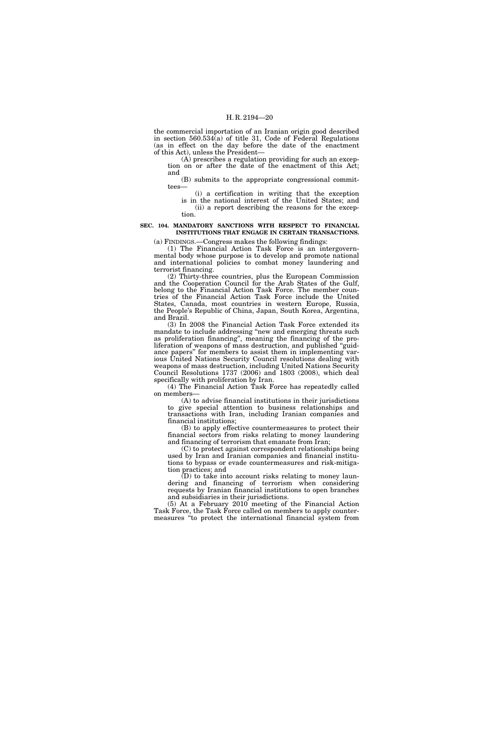the commercial importation of an Iranian origin good described in section 560.534(a) of title 31, Code of Federal Regulations (as in effect on the day before the date of the enactment of this Act), unless the President—

(A) prescribes a regulation providing for such an exception on or after the date of the enactment of this Act; and

(B) submits to the appropriate congressional committees—

(i) a certification in writing that the exception is in the national interest of the United States; and

(ii) a report describing the reasons for the exception.

### SEC. 104. MANDATORY SANCTIONS WITH RESPECT TO FINANCIAL INSTITUTIONS THAT ENGAGE IN CERTAIN TRANSACTIONS.

(a) FINDINGS.—Congress makes the following findings:

(1) The Financial Action Task Force is an intergovernmental body whose purpose is to develop and promote national and international policies to combat money laundering and terrorist financing.

(2) Thirty-three countries, plus the European Commission and the Cooperation Council for the Arab States of the Gulf, belong to the Financial Action Task Force. The member countries of the Financial Action Task Force include the United States, Canada, most countries in western Europe, Russia, the People's Republic of China, Japan, South Korea, Argentina, and Brazil.

(3) In 2008 the Financial Action Task Force extended its mandate to include addressing "new and emerging threats such as proliferation financing", meaning the financing of the proliferation of weapons of mass destruction, and published "guidance papers" for members to assist them in implementing various United Nations Security Council resolutions dealing with weapons of mass destruction, including United Nations Security Council Resolutions 1737 (2006) and 1803 (2008), which deal specifically with proliferation by Iran.

(4) The Financial Action Task Force has repeatedly called on members—

(A) to advise financial institutions in their jurisdictions to give special attention to business relationships and transactions with Iran, including Iranian companies and financial institutions;

(B) to apply effective countermeasures to protect their financial sectors from risks relating to money laundering and financing of terrorism that emanate from Iran;

(C) to protect against correspondent relationships being used by Iran and Iranian companies and financial institutions to bypass or evade countermeasures and risk-mitigation practices; and

(D) to take into account risks relating to money laundering and financing of terrorism when considering requests by Iranian financial institutions to open branches and subsidiaries in their jurisdictions.

(5) At a February 2010 meeting of the Financial Action Task Force, the Task Force called on members to apply countermeasures "to protect the international financial system from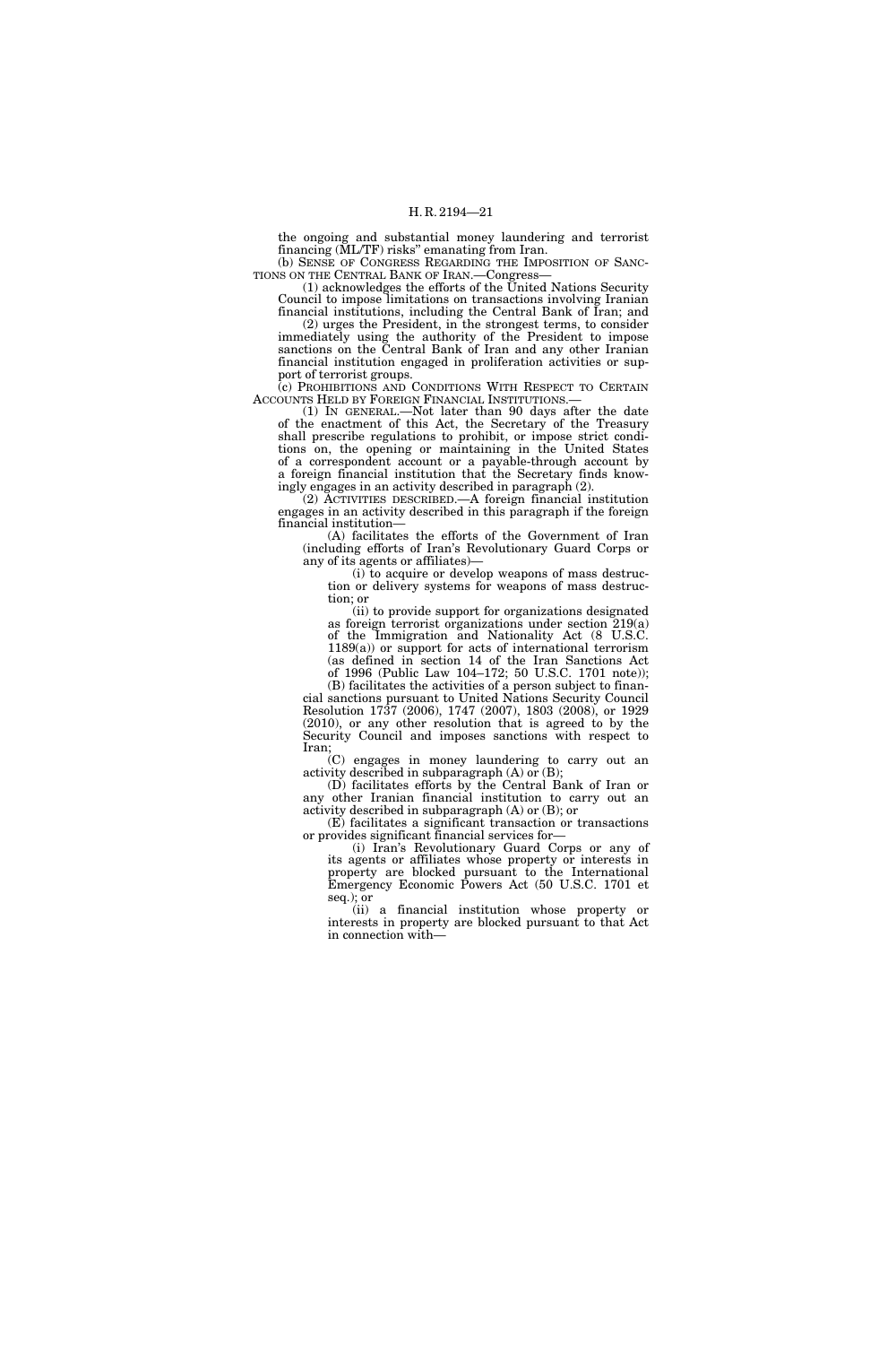the ongoing and substantial money laundering and terrorist financing (ML/TF) risks'' emanating from Iran.

(b) SENSE OF CONGRESS REGARDING THE IMPOSITION OF SANCTIONS ON THE CENTRAL BANK OF IRAN.—Congress—

(1) acknowledges the efforts of the United Nations Security Council to impose limitations on transactions involving Iranian financial institutions, including the Central Bank of Iran; and

(2) urges the President, in the strongest terms, to consider immediately using the authority of the President to impose sanctions on the Central Bank of Iran and any other Iranian financial institution engaged in proliferation activities or support of terrorist groups.

(c) PROHIBITIONS AND CONDITIONS WITH RESPECT TO CERTAIN ACCOUNTS HELD BY FOREIGN FINANCIAL INSTITUTIONS.—

(1) IN GENERAL.—Not later than 90 days after the date of the enactment of this Act, the Secretary of the Treasury shall prescribe regulations to prohibit, or impose strict conditions on, the opening or maintaining in the United States of a correspondent account or a payable-through account by a foreign financial institution that the Secretary finds knowingly engages in an activity described in paragraph (2).

(2) ACTIVITIES DESCRIBED.—A foreign financial institution engages in an activity described in this paragraph if the foreign financial institution—

(A) facilitates the efforts of the Government of Iran (including efforts of Iran's Revolutionary Guard Corps or any of its agents or affiliates)—

(i) to acquire or develop weapons of mass destruction or delivery systems for weapons of mass destruction; or

(ii) to provide support for organizations designated as foreign terrorist organizations under section 219(a) of the Immigration and Nationality Act (8 U.S.C. 1189(a)) or support for acts of international terrorism (as defined in section 14 of the Iran Sanctions Act of 1996 (Public Law 104–172; 50 U.S.C. 1701 note));

(B) facilitates the activities of a person subject to financial sanctions pursuant to United Nations Security Council Resolution 1737 (2006), 1747 (2007), 1803 (2008), or 1929 (2010), or any other resolution that is agreed to by the Security Council and imposes sanctions with respect to Iran;

(C) engages in money laundering to carry out an activity described in subparagraph (A) or (B);

(D) facilitates efforts by the Central Bank of Iran or any other Iranian financial institution to carry out an activity described in subparagraph (A) or (B); or

(E) facilitates a significant transaction or transactions or provides significant financial services for—

(i) Iran's Revolutionary Guard Corps or any of its agents or affiliates whose property or interests in property are blocked pursuant to the International Emergency Economic Powers Act (50 U.S.C. 1701 et seq.); or

(ii) a financial institution whose property or interests in property are blocked pursuant to that Act in connection with—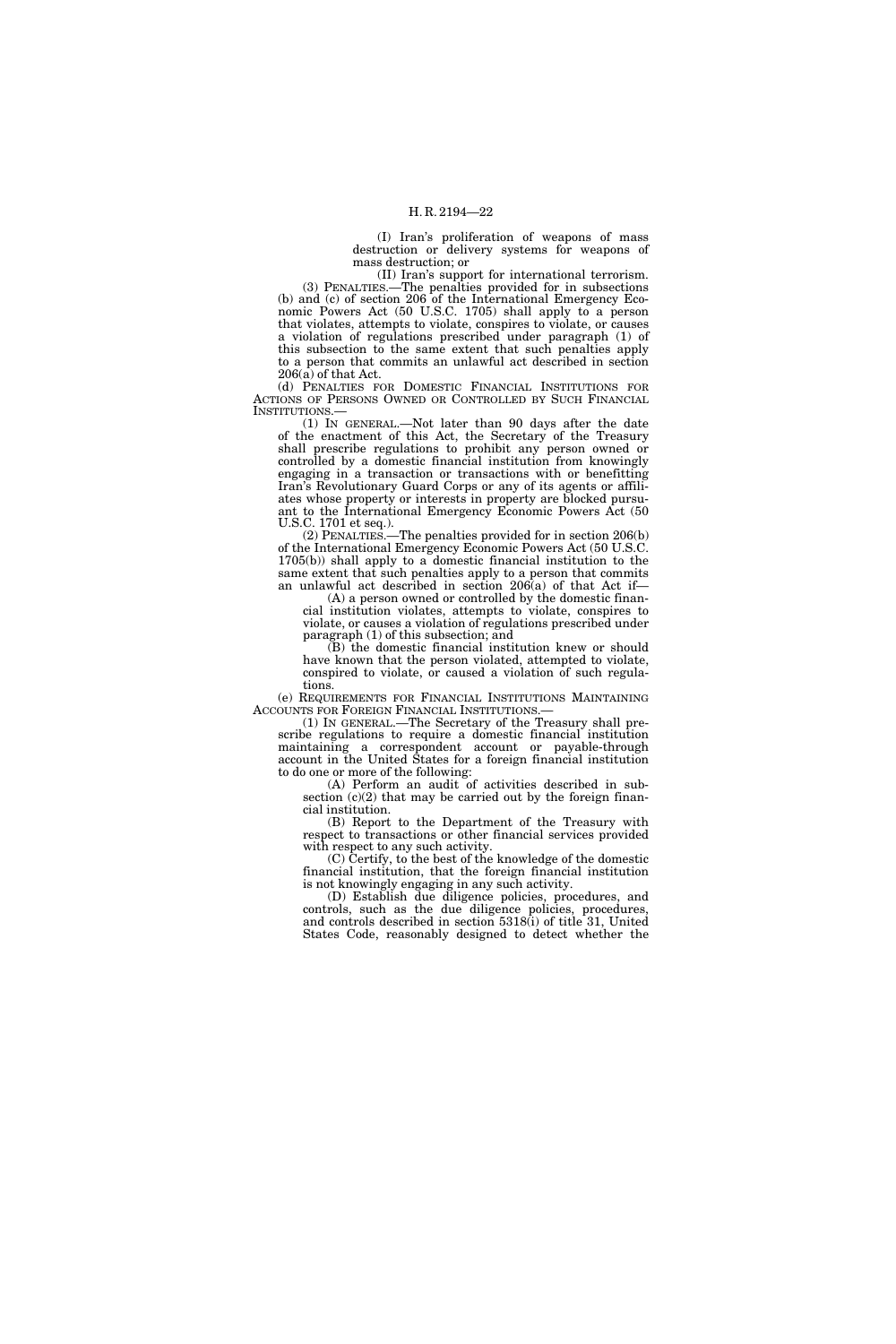(I) Iran's proliferation of weapons of mass destruction or delivery systems for weapons of mass destruction; or

(II) Iran's support for international terrorism.

(3) PENALTIES.—The penalties provided for in subsections (b) and (c) of section 206 of the International Emergency Economic Powers Act (50 U.S.C. 1705) shall apply to a person that violates, attempts to violate, conspires to violate, or causes a violation of regulations prescribed under paragraph (1) of this subsection to the same extent that such penalties apply to a person that commits an unlawful act described in section 206(a) of that Act.

(d) PENALTIES FOR DOMESTIC FINANCIAL INSTITUTIONS FOR ACTIONS OF PERSONS OWNED OR CONTROLLED BY SUCH FINANCIAL INSTITUTIONS.—

(1) IN GENERAL.—Not later than 90 days after the date of the enactment of this Act, the Secretary of the Treasury shall prescribe regulations to prohibit any person owned or controlled by a domestic financial institution from knowingly engaging in a transaction or transactions with or benefitting Iran's Revolutionary Guard Corps or any of its agents or affiliates whose property or interests in property are blocked pursuant to the International Emergency Economic Powers Act (50 U.S.C. 1701 et seq.).

(2) PENALTIES.—The penalties provided for in section 206(b) of the International Emergency Economic Powers Act (50 U.S.C. 1705(b)) shall apply to a domestic financial institution to the same extent that such penalties apply to a person that commits an unlawful act described in section 206(a) of that Act if—

(A) a person owned or controlled by the domestic financial institution violates, attempts to violate, conspires to violate, or causes a violation of regulations prescribed under paragraph (1) of this subsection; and

(B) the domestic financial institution knew or should have known that the person violated, attempted to violate, conspired to violate, or caused a violation of such regulations.

(e) REQUIREMENTS FOR FINANCIAL INSTITUTIONS MAINTAINING ACCOUNTS FOR FOREIGN FINANCIAL INSTITUTIONS.—

(1) IN GENERAL.—The Secretary of the Treasury shall prescribe regulations to require a domestic financial institution maintaining a correspondent account or payable-through account in the United States for a foreign financial institution to do one or more of the following:

(A) Perform an audit of activities described in subsection (c)(2) that may be carried out by the foreign financial institution.

(B) Report to the Department of the Treasury with respect to transactions or other financial services provided with respect to any such activity.

(C) Certify, to the best of the knowledge of the domestic financial institution, that the foreign financial institution is not knowingly engaging in any such activity.

(D) Establish due diligence policies, procedures, and controls, such as the due diligence policies, procedures, and controls described in section 5318(i) of title 31, United States Code, reasonably designed to detect whether the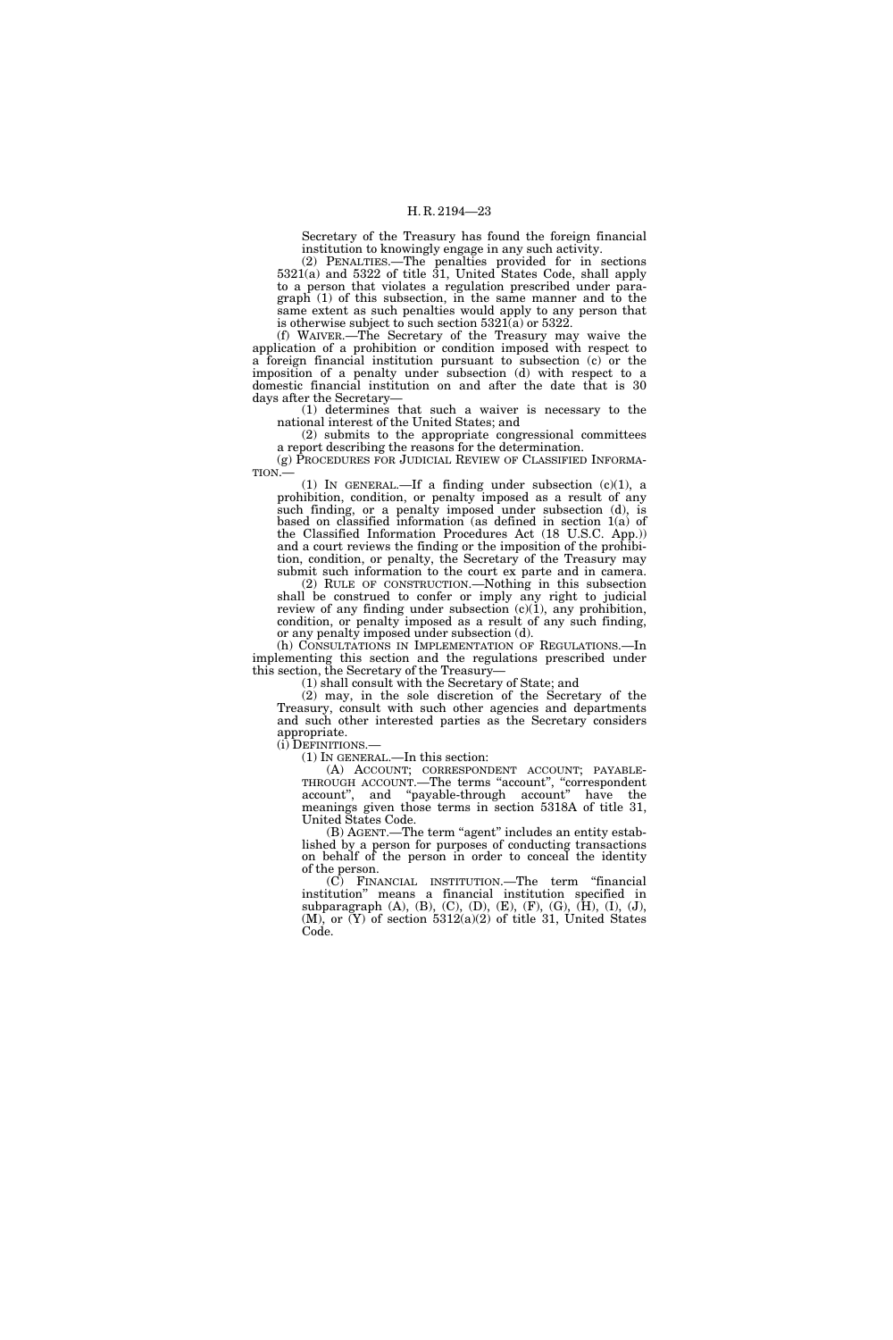Secretary of the Treasury has found the foreign financial institution to knowingly engage in any such activity.

(2) PENALTIES.—The penalties provided for in sections 5321(a) and 5322 of title 31, United States Code, shall apply to a person that violates a regulation prescribed under paragraph (1) of this subsection, in the same manner and to the same extent as such penalties would apply to any person that is otherwise subject to such section 5321(a) or 5322.

(f) WAIVER.—The Secretary of the Treasury may waive the application of a prohibition or condition imposed with respect to a foreign financial institution pursuant to subsection (c) or the imposition of a penalty under subsection (d) with respect to a domestic financial institution on and after the date that is 30 days after the Secretary—

(1) determines that such a waiver is necessary to the national interest of the United States; and

(2) submits to the appropriate congressional committees a report describing the reasons for the determination.

(g) PROCEDURES FOR JUDICIAL REVIEW OF CLASSIFIED INFORMATION.—

(1) IN GENERAL.—If a finding under subsection (c)(1), a prohibition, condition, or penalty imposed as a result of any such finding, or a penalty imposed under subsection (d), is based on classified information (as defined in section 1(a) of the Classified Information Procedures Act (18 U.S.C. App.)) and a court reviews the finding or the imposition of the prohibition, condition, or penalty, the Secretary of the Treasury may submit such information to the court ex parte and in camera.

(2) RULE OF CONSTRUCTION.—Nothing in this subsection shall be construed to confer or imply any right to judicial review of any finding under subsection (c)(1), any prohibition, condition, or penalty imposed as a result of any such finding, or any penalty imposed under subsection (d).

(h) CONSULTATIONS IN IMPLEMENTATION OF REGULATIONS.—In implementing this section and the regulations prescribed under this section, the Secretary of the Treasury—

(1) shall consult with the Secretary of State; and

(2) may, in the sole discretion of the Secretary of the Treasury, consult with such other agencies and departments and such other interested parties as the Secretary considers appropriate.

(i) DEFINITIONS.—

(1) IN GENERAL.—In this section:

(A) ACCOUNT; CORRESPONDENT ACCOUNT; PAYABLE-THROUGH ACCOUNT.—The terms "account", "correspondent account", and "payable-through account" have the meanings given those terms in section 5318A of title 31, United States Code.

(B) AGENT.—The term "agent" includes an entity established by a person for purposes of conducting transactions on behalf of the person in order to conceal the identity of the person.

(C) FINANCIAL INSTITUTION.—The term "financial institution" means a financial institution specified in subparagraph (A), (B), (C), (D), (E), (F), (G), (H), (I), (J), (M), or (Y) of section 5312(a)(2) of title 31, United States Code.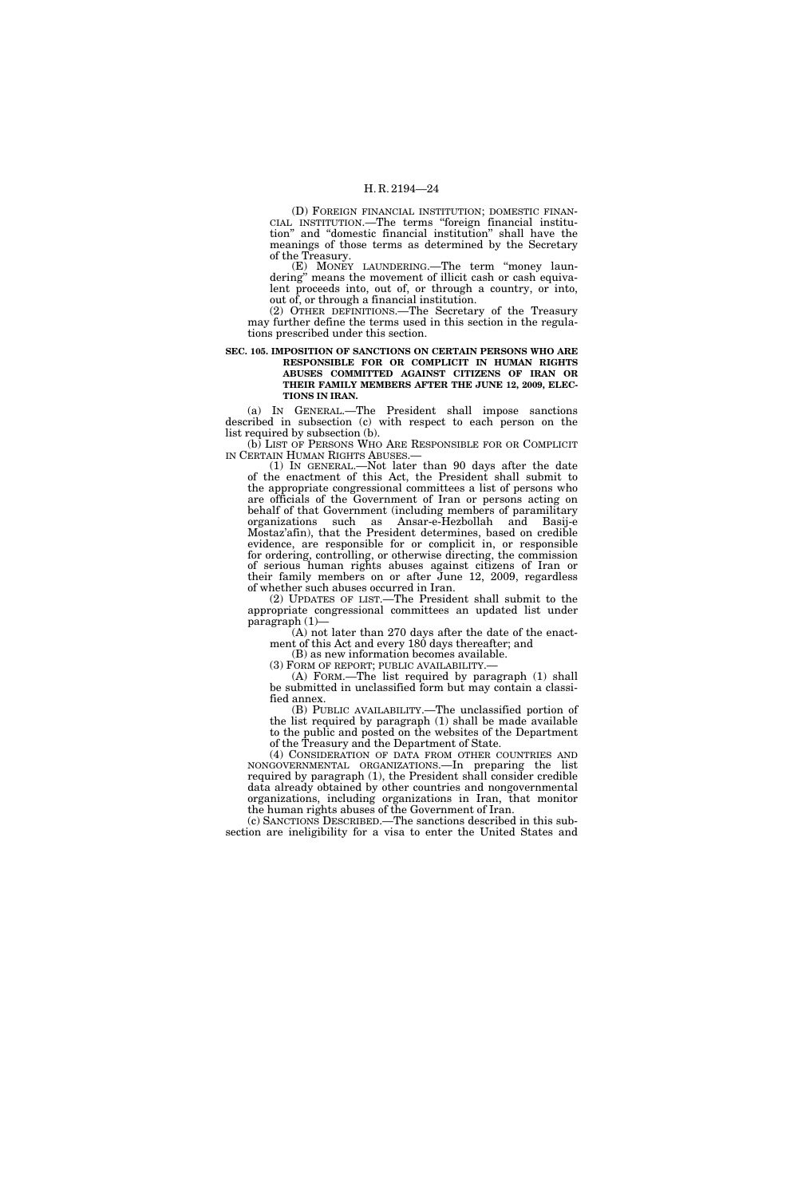(D) FOREIGN FINANCIAL INSTITUTION; DOMESTIC FINANCIAL INSTITUTION.—The terms "foreign financial institution" and "domestic financial institution" shall have the meanings of those terms as determined by the Secretary of the Treasury.

(E) MONEY LAUNDERING.—The term "money laundering" means the movement of illicit cash or cash equivalent proceeds into, out of, or through a country, or into, out of, or through a financial institution.

(2) OTHER DEFINITIONS.—The Secretary of the Treasury may further define the terms used in this section in the regulations prescribed under this section.

**SEC. 105. IMPOSITION OF SANCTIONS ON CERTAIN PERSONS WHO ARE RESPONSIBLE FOR OR COMPLICIT IN HUMAN RIGHTS ABUSES COMMITTED AGAINST CITIZENS OF IRAN OR THEIR FAMILY MEMBERS AFTER THE JUNE 12, 2009, ELECTIONS IN IRAN.**

(a) IN GENERAL.—The President shall impose sanctions described in subsection (c) with respect to each person on the list required by subsection (b).

(b) LIST OF PERSONS WHO ARE RESPONSIBLE FOR OR COMPLICIT IN CERTAIN HUMAN RIGHTS ABUSES.—

(1) IN GENERAL.—Not later than 90 days after the date of the enactment of this Act, the President shall submit to the appropriate congressional committees a list of persons who are officials of the Government of Iran or persons acting on behalf of that Government (including members of paramilitary organizations such as Ansar-e-Hezbollah and Basij-e Mostaz'afin), that the President determines, based on credible evidence, are responsible for or complicit in, or responsible for ordering, controlling, or otherwise directing, the commission of serious human rights abuses against citizens of Iran or their family members on or after June 12, 2009, regardless of whether such abuses occurred in Iran.

(2) UPDATES OF LIST.—The President shall submit to the appropriate congressional committees an updated list under paragraph (1)—

(A) not later than 270 days after the date of the enactment of this Act and every 180 days thereafter; and

(B) as new information becomes available.

(3) FORM OF REPORT; PUBLIC AVAILABILITY.—

(A) FORM.—The list required by paragraph (1) shall be submitted in unclassified form but may contain a classified annex.

(B) PUBLIC AVAILABILITY.—The unclassified portion of the list required by paragraph (1) shall be made available to the public and posted on the websites of the Department of the Treasury and the Department of State.

(4) CONSIDERATION OF DATA FROM OTHER COUNTRIES AND NONGOVERNMENTAL ORGANIZATIONS.—In preparing the list required by paragraph (1), the President shall consider credible data already obtained by other countries and nongovernmental organizations, including organizations in Iran, that monitor the human rights abuses of the Government of Iran.

(c) SANCTIONS DESCRIBED.—The sanctions described in this subsection are ineligibility for a visa to enter the United States and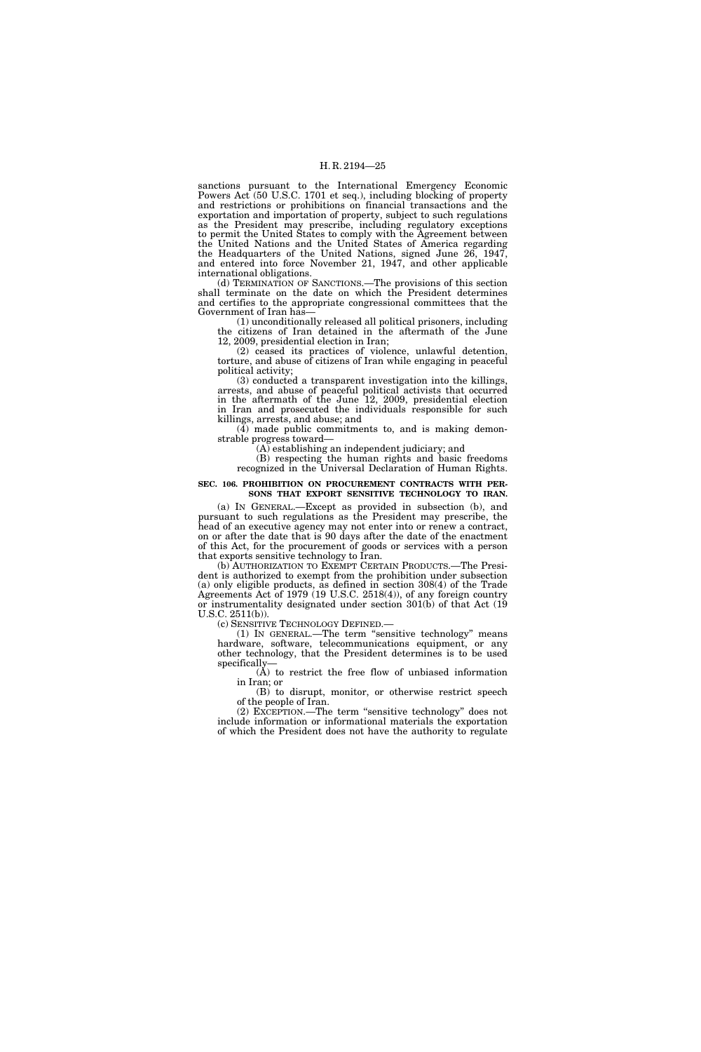sanctions pursuant to the International Emergency Economic Powers Act (50 U.S.C. 1701 et seq.), including blocking of property and restrictions or prohibitions on financial transactions and the exportation and importation of property, subject to such regulations as the President may prescribe, including regulatory exceptions to permit the United States to comply with the Agreement between the United Nations and the United States of America regarding the Headquarters of the United Nations, signed June 26, 1947, and entered into force November 21, 1947, and other applicable international obligations.

(d) TERMINATION OF SANCTIONS.—The provisions of this section shall terminate on the date on which the President determines and certifies to the appropriate congressional committees that the Government of Iran has—

(1) unconditionally released all political prisoners, including the citizens of Iran detained in the aftermath of the June 12, 2009, presidential election in Iran;

(2) ceased its practices of violence, unlawful detention, torture, and abuse of citizens of Iran while engaging in peaceful political activity;

(3) conducted a transparent investigation into the killings, arrests, and abuse of peaceful political activists that occurred in the aftermath of the June 12, 2009, presidential election in Iran and prosecuted the individuals responsible for such killings, arrests, and abuse; and

(4) made public commitments to, and is making demonstrable progress toward—

(A) establishing an independent judiciary; and

(B) respecting the human rights and basic freedoms recognized in the Universal Declaration of Human Rights.

**SEC. 106. PROHIBITION ON PROCUREMENT CONTRACTS WITH PERSONS THAT EXPORT SENSITIVE TECHNOLOGY TO IRAN.**

(a) IN GENERAL.—Except as provided in subsection (b), and pursuant to such regulations as the President may prescribe, the head of an executive agency may not enter into or renew a contract, on or after the date that is 90 days after the date of the enactment of this Act, for the procurement of goods or services with a person that exports sensitive technology to Iran.

(b) AUTHORIZATION TO EXEMPT CERTAIN PRODUCTS.—The President is authorized to exempt from the prohibition under subsection (a) only eligible products, as defined in section 308(4) of the Trade Agreements Act of 1979 (19 U.S.C. 2518(4)), of any foreign country or instrumentality designated under section 301(b) of that Act (19 U.S.C. 2511(b)).

(c) SENSITIVE TECHNOLOGY DEFINED.—

(1) IN GENERAL.—The term "sensitive technology" means hardware, software, telecommunications equipment, or any other technology, that the President determines is to be used specifically—

(A) to restrict the free flow of unbiased information in Iran; or

(B) to disrupt, monitor, or otherwise restrict speech of the people of Iran.

(2) EXCEPTION.—The term "sensitive technology" does not include information or informational materials the exportation of which the President does not have the authority to regulate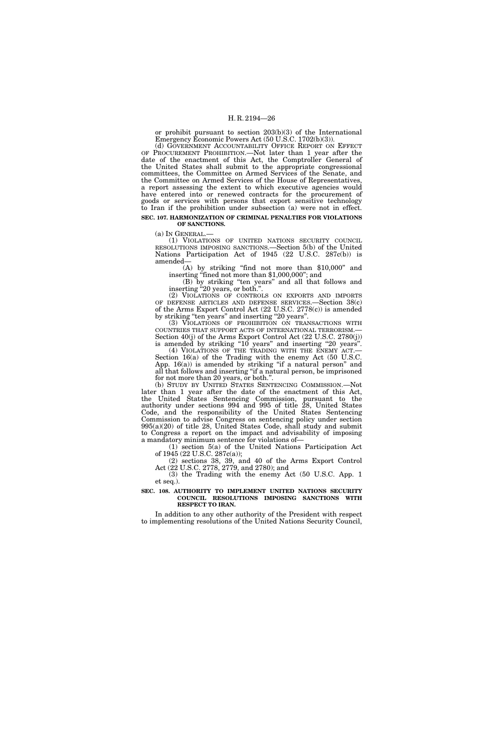or prohibit pursuant to section 203(b)(3) of the International Emergency Economic Powers Act (50 U.S.C. 1702(b)(3)).

(d) GOVERNMENT ACCOUNTABILITY OFFICE REPORT ON EFFECT OF PROCUREMENT PROHIBITION.—Not later than 1 year after the date of the enactment of this Act, the Comptroller General of the United States shall submit to the appropriate congressional committees, the Committee on Armed Services of the Senate, and the Committee on Armed Services of the House of Representatives, a report assessing the extent to which executive agencies would have entered into or renewed contracts for the procurement of goods or services with persons that export sensitive technology to Iran if the prohibition under subsection (a) were not in effect.

**SEC. 107. HARMONIZATION OF CRIMINAL PENALTIES FOR VIOLATIONS OF SANCTIONS.**

(a) IN GENERAL.—

(1) VIOLATIONS OF UNITED NATIONS SECURITY COUNCIL RESOLUTIONS IMPOSING SANCTIONS.—Section 5(b) of the United Nations Participation Act of 1945 (22 U.S.C. 287c(b)) is amended—

(A) by striking "find not more than $10,000" and inserting "fined not more than $1,000,000"; and

(B) by striking "ten years" and all that follows and inserting "20 years, or both.".

(2) VIOLATIONS OF CONTROLS ON EXPORTS AND IMPORTS OF DEFENSE ARTICLES AND DEFENSE SERVICES.—Section 38(c) of the Arms Export Control Act (22 U.S.C. 2778(c)) is amended by striking "ten years" and inserting "20 years".

(3) VIOLATIONS OF PROHIBITION ON TRANSACTIONS WITH COUNTRIES THAT SUPPORT ACTS OF INTERNATIONAL TERRORISM.—Section 40(j) of the Arms Export Control Act (22 U.S.C. 2780(j)) is amended by striking "10 years" and inserting "20 years".

(4) VIOLATIONS OF THE TRADING WITH THE ENEMY ACT.—Section 16(a) of the Trading with the enemy Act (50 U.S.C. App. 16(a)) is amended by striking "if a natural person" and all that follows and inserting "if a natural person, be imprisoned for not more than 20 years, or both.".

(b) STUDY BY UNITED STATES SENTENCING COMMISSION.—Not later than 1 year after the date of the enactment of this Act, the United States Sentencing Commission, pursuant to the authority under sections 994 and 995 of title 28, United States Code, and the responsibility of the United States Sentencing Commission to advise Congress on sentencing policy under section 995(a)(20) of title 28, United States Code, shall study and submit to Congress a report on the impact and advisability of imposing a mandatory minimum sentence for violations of—

(1) section 5(a) of the United Nations Participation Act of 1945 (22 U.S.C. 287c(a));

(2) sections 38, 39, and 40 of the Arms Export Control Act (22 U.S.C. 2778, 2779, and 2780); and

(3) the Trading with the enemy Act (50 U.S.C. App. 1 et seq.).

**SEC. 108. AUTHORITY TO IMPLEMENT UNITED NATIONS SECURITY COUNCIL RESOLUTIONS IMPOSING SANCTIONS WITH RESPECT TO IRAN.**

In addition to any other authority of the President with respect to implementing resolutions of the United Nations Security Council,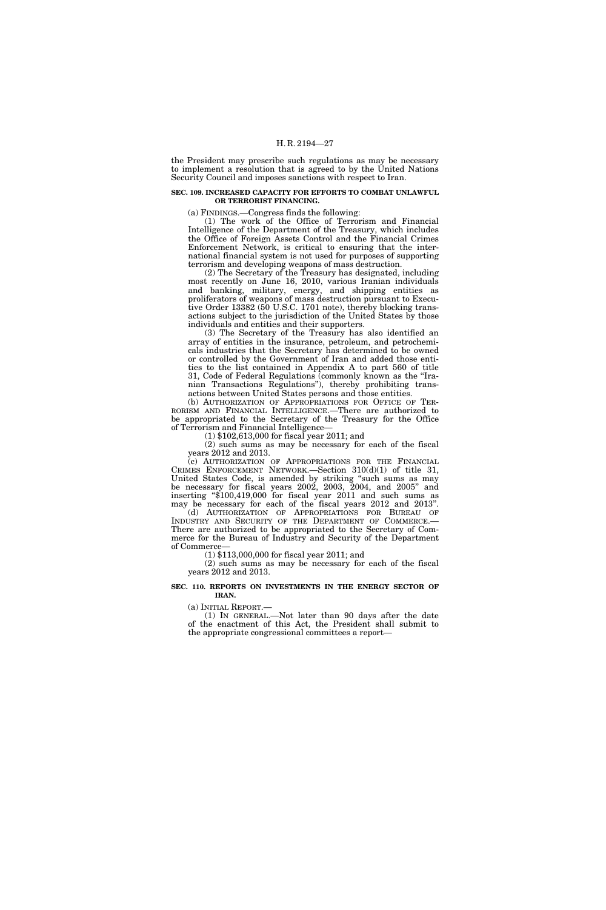the President may prescribe such regulations as may be necessary to implement a resolution that is agreed to by the United Nations Security Council and imposes sanctions with respect to Iran.

**SEC. 109. INCREASED CAPACITY FOR EFFORTS TO COMBAT UNLAWFUL OR TERRORIST FINANCING.**

(a) FINDINGS.—Congress finds the following:

(1) The work of the Office of Terrorism and Financial Intelligence of the Department of the Treasury, which includes the Office of Foreign Assets Control and the Financial Crimes Enforcement Network, is critical to ensuring that the international financial system is not used for purposes of supporting terrorism and developing weapons of mass destruction.

(2) The Secretary of the Treasury has designated, including most recently on June 16, 2010, various Iranian individuals and banking, military, energy, and shipping entities as proliferators of weapons of mass destruction pursuant to Executive Order 13382 (50 U.S.C. 1701 note), thereby blocking transactions subject to the jurisdiction of the United States by those individuals and entities and their supporters.

(3) The Secretary of the Treasury has also identified an array of entities in the insurance, petroleum, and petrochemicals industries that the Secretary has determined to be owned or controlled by the Government of Iran and added those entities to the list contained in Appendix A to part 560 of title 31, Code of Federal Regulations (commonly known as the "Iranian Transactions Regulations"), thereby prohibiting transactions between United States persons and those entities.

(b) AUTHORIZATION OF APPROPRIATIONS FOR OFFICE OF TERRORISM AND FINANCIAL INTELLIGENCE.—There are authorized to be appropriated to the Secretary of the Treasury for the Office of Terrorism and Financial Intelligence—

(1) $102,613,000 for fiscal year 2011; and

(2) such sums as may be necessary for each of the fiscal years 2012 and 2013.

(c) AUTHORIZATION OF APPROPRIATIONS FOR THE FINANCIAL CRIMES ENFORCEMENT NETWORK.—Section 310(d)(1) of title 31, United States Code, is amended by striking "such sums as may be necessary for fiscal years 2002, 2003, 2004, and 2005" and inserting "$100,419,000 for fiscal year 2011 and such sums as may be necessary for each of the fiscal years 2012 and 2013".

(d) AUTHORIZATION OF APPROPRIATIONS FOR BUREAU OF INDUSTRY AND SECURITY OF THE DEPARTMENT OF COMMERCE.—There are authorized to be appropriated to the Secretary of Commerce for the Bureau of Industry and Security of the Department of Commerce—

(1) $113,000,000 for fiscal year 2011; and

(2) such sums as may be necessary for each of the fiscal years 2012 and 2013.

**SEC. 110. REPORTS ON INVESTMENTS IN THE ENERGY SECTOR OF IRAN.**

(a) INITIAL REPORT.—

(1) IN GENERAL.—Not later than 90 days after the date of the enactment of this Act, the President shall submit to the appropriate congressional committees a report—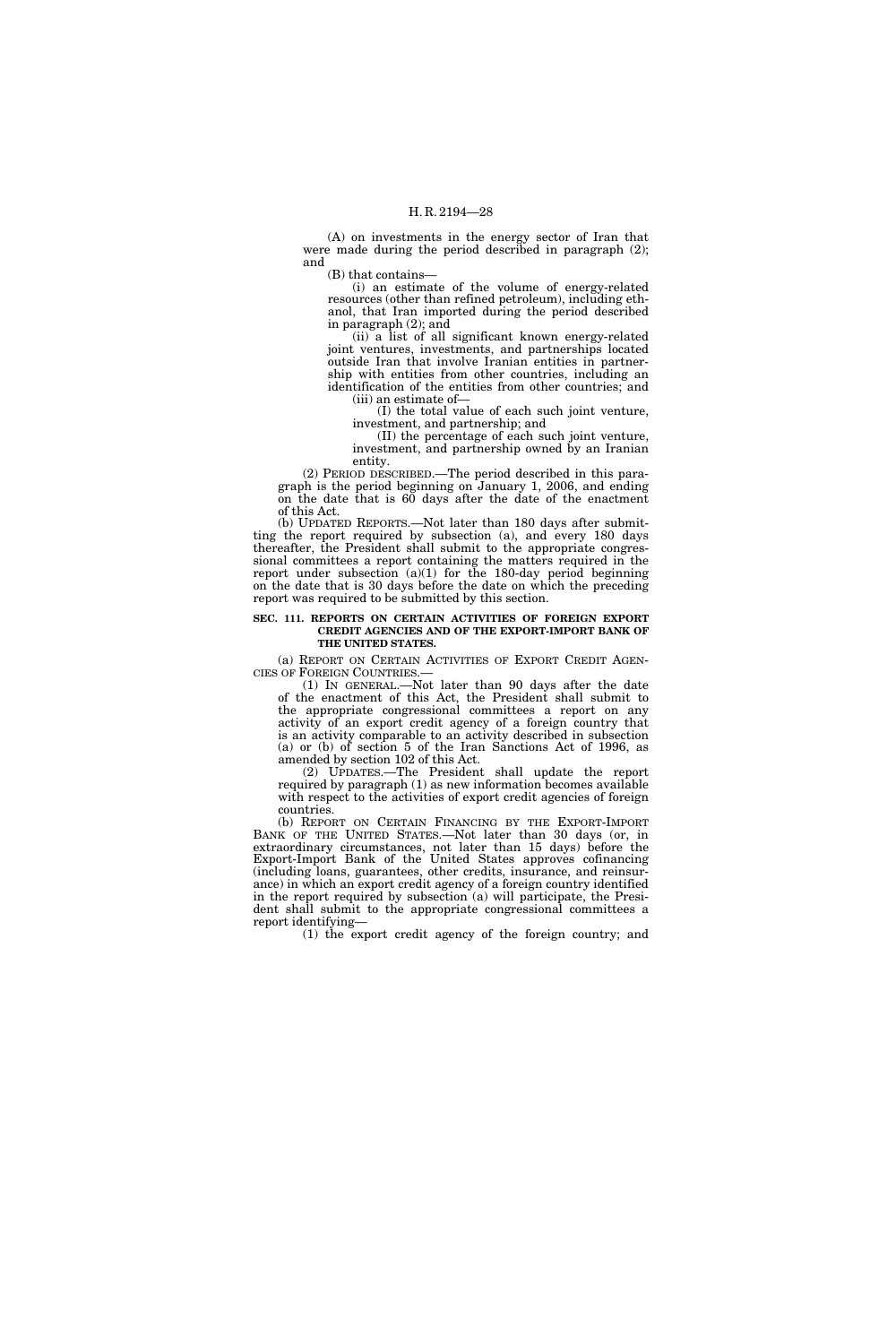(A) on investments in the energy sector of Iran that were made during the period described in paragraph (2); and

(B) that contains—

(i) an estimate of the volume of energy-related resources (other than refined petroleum), including ethanol, that Iran imported during the period described in paragraph (2); and

(ii) a list of all significant known energy-related joint ventures, investments, and partnerships located outside Iran that involve Iranian entities in partnership with entities from other countries, including an identification of the entities from other countries; and

(iii) an estimate of—

(I) the total value of each such joint venture, investment, and partnership; and

(II) the percentage of each such joint venture, investment, and partnership owned by an Iranian entity.

(2) PERIOD DESCRIBED.—The period described in this paragraph is the period beginning on January 1, 2006, and ending on the date that is 60 days after the date of the enactment of this Act.

(b) UPDATED REPORTS.—Not later than 180 days after submitting the report required by subsection (a), and every 180 days thereafter, the President shall submit to the appropriate congressional committees a report containing the matters required in the report under subsection (a)(1) for the 180-day period beginning on the date that is 30 days before the date on which the preceding report was required to be submitted by this section.

**SEC. 111. REPORTS ON CERTAIN ACTIVITIES OF FOREIGN EXPORT CREDIT AGENCIES AND OF THE EXPORT-IMPORT BANK OF THE UNITED STATES.**

(a) REPORT ON CERTAIN ACTIVITIES OF EXPORT CREDIT AGENCIES OF FOREIGN COUNTRIES.—

(1) IN GENERAL.—Not later than 90 days after the date of the enactment of this Act, the President shall submit to the appropriate congressional committees a report on any activity of an export credit agency of a foreign country that is an activity comparable to an activity described in subsection (a) or (b) of section 5 of the Iran Sanctions Act of 1996, as amended by section 102 of this Act.

(2) UPDATES.—The President shall update the report required by paragraph (1) as new information becomes available with respect to the activities of export credit agencies of foreign countries.

(b) REPORT ON CERTAIN FINANCING BY THE EXPORT-IMPORT BANK OF THE UNITED STATES.—Not later than 30 days (or, in extraordinary circumstances, not later than 15 days) before the Export-Import Bank of the United States approves cofinancing (including loans, guarantees, other credits, insurance, and reinsurance) in which an export credit agency of a foreign country identified in the report required by subsection (a) will participate, the President shall submit to the appropriate congressional committees a report identifying—

(1) the export credit agency of the foreign country; and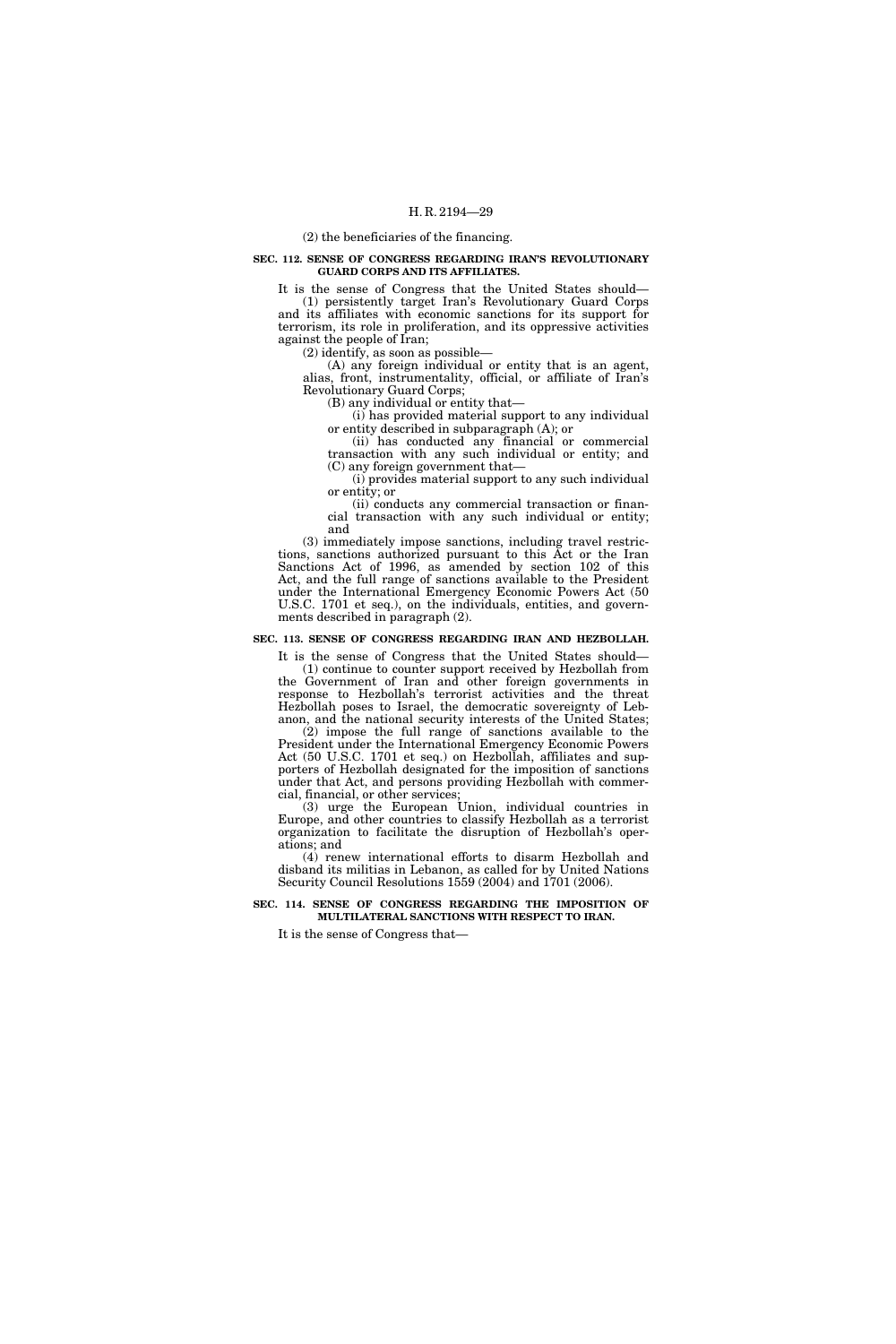(2) the beneficiaries of the financing.

**SEC. 112. SENSE OF CONGRESS REGARDING IRAN'S REVOLUTIONARY GUARD CORPS AND ITS AFFILIATES.**

It is the sense of Congress that the United States should—

(1) persistently target Iran's Revolutionary Guard Corps and its affiliates with economic sanctions for its support for terrorism, its role in proliferation, and its oppressive activities against the people of Iran;

(2) identify, as soon as possible—

(A) any foreign individual or entity that is an agent, alias, front, instrumentality, official, or affiliate of Iran's Revolutionary Guard Corps;

(B) any individual or entity that—

(i) has provided material support to any individual or entity described in subparagraph (A); or

(ii) has conducted any financial or commercial transaction with any such individual or entity; and

(C) any foreign government that—

(i) provides material support to any such individual or entity; or

(ii) conducts any commercial transaction or financial transaction with any such individual or entity; and

(3) immediately impose sanctions, including travel restrictions, sanctions authorized pursuant to this Act or the Iran Sanctions Act of 1996, as amended by section 102 of this Act, and the full range of sanctions available to the President under the International Emergency Economic Powers Act (50 U.S.C. 1701 et seq.), on the individuals, entities, and governments described in paragraph (2).

**SEC. 113. SENSE OF CONGRESS REGARDING IRAN AND HEZBOLLAH.**

It is the sense of Congress that the United States should—

(1) continue to counter support received by Hezbollah from the Government of Iran and other foreign governments in response to Hezbollah's terrorist activities and the threat Hezbollah poses to Israel, the democratic sovereignty of Lebanon, and the national security interests of the United States;

(2) impose the full range of sanctions available to the President under the International Emergency Economic Powers Act (50 U.S.C. 1701 et seq.) on Hezbollah, affiliates and supporters of Hezbollah designated for the imposition of sanctions under that Act, and persons providing Hezbollah with commercial, financial, or other services;

(3) urge the European Union, individual countries in Europe, and other countries to classify Hezbollah as a terrorist organization to facilitate the disruption of Hezbollah's operations; and

(4) renew international efforts to disarm Hezbollah and disband its militias in Lebanon, as called for by United Nations Security Council Resolutions 1559 (2004) and 1701 (2006).

**SEC. 114. SENSE OF CONGRESS REGARDING THE IMPOSITION OF MULTILATERAL SANCTIONS WITH RESPECT TO IRAN.**

It is the sense of Congress that—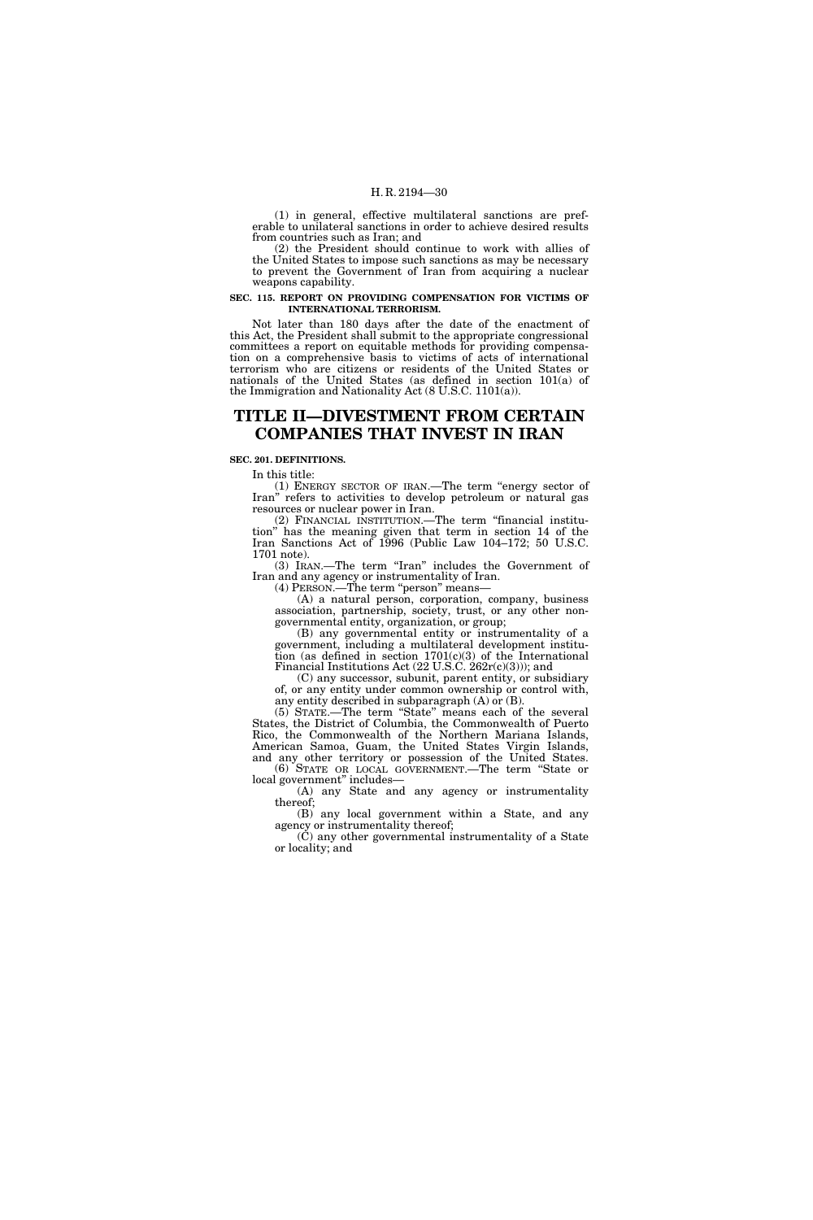(1) in general, effective multilateral sanctions are preferable to unilateral sanctions in order to achieve desired results from countries such as Iran; and

(2) the President should continue to work with allies of the United States to impose such sanctions as may be necessary to prevent the Government of Iran from acquiring a nuclear weapons capability.

**SEC. 115. REPORT ON PROVIDING COMPENSATION FOR VICTIMS OF INTERNATIONAL TERRORISM.**

Not later than 180 days after the date of the enactment of this Act, the President shall submit to the appropriate congressional committees a report on equitable methods for providing compensation on a comprehensive basis to victims of acts of international terrorism who are citizens or residents of the United States or nationals of the United States (as defined in section 101(a) of the Immigration and Nationality Act (8 U.S.C. 1101(a)).

# TITLE II—DIVESTMENT FROM CERTAIN COMPANIES THAT INVEST IN IRAN

**SEC. 201. DEFINITIONS.**

In this title:

(1) ENERGY SECTOR OF IRAN.—The term "energy sector of Iran" refers to activities to develop petroleum or natural gas resources or nuclear power in Iran.

(2) FINANCIAL INSTITUTION.—The term "financial institution" has the meaning given that term in section 14 of the Iran Sanctions Act of 1996 (Public Law 104–172; 50 U.S.C. 1701 note).

(3) IRAN.—The term "Iran" includes the Government of Iran and any agency or instrumentality of Iran.

(4) PERSON.—The term "person" means—

(A) a natural person, corporation, company, business association, partnership, society, trust, or any other nongovernmental entity, organization, or group;

(B) any governmental entity or instrumentality of a government, including a multilateral development institution (as defined in section 1701(c)(3) of the International Financial Institutions Act (22 U.S.C. 262r(c)(3))); and

(C) any successor, subunit, parent entity, or subsidiary of, or any entity under common ownership or control with, any entity described in subparagraph (A) or (B).

(5) STATE.—The term "State" means each of the several States, the District of Columbia, the Commonwealth of Puerto Rico, the Commonwealth of the Northern Mariana Islands, American Samoa, Guam, the United States Virgin Islands, and any other territory or possession of the United States.

(6) STATE OR LOCAL GOVERNMENT.—The term "State or local government" includes—

(A) any State and any agency or instrumentality thereof;

(B) any local government within a State, and any agency or instrumentality thereof;

(C) any other governmental instrumentality of a State or locality; and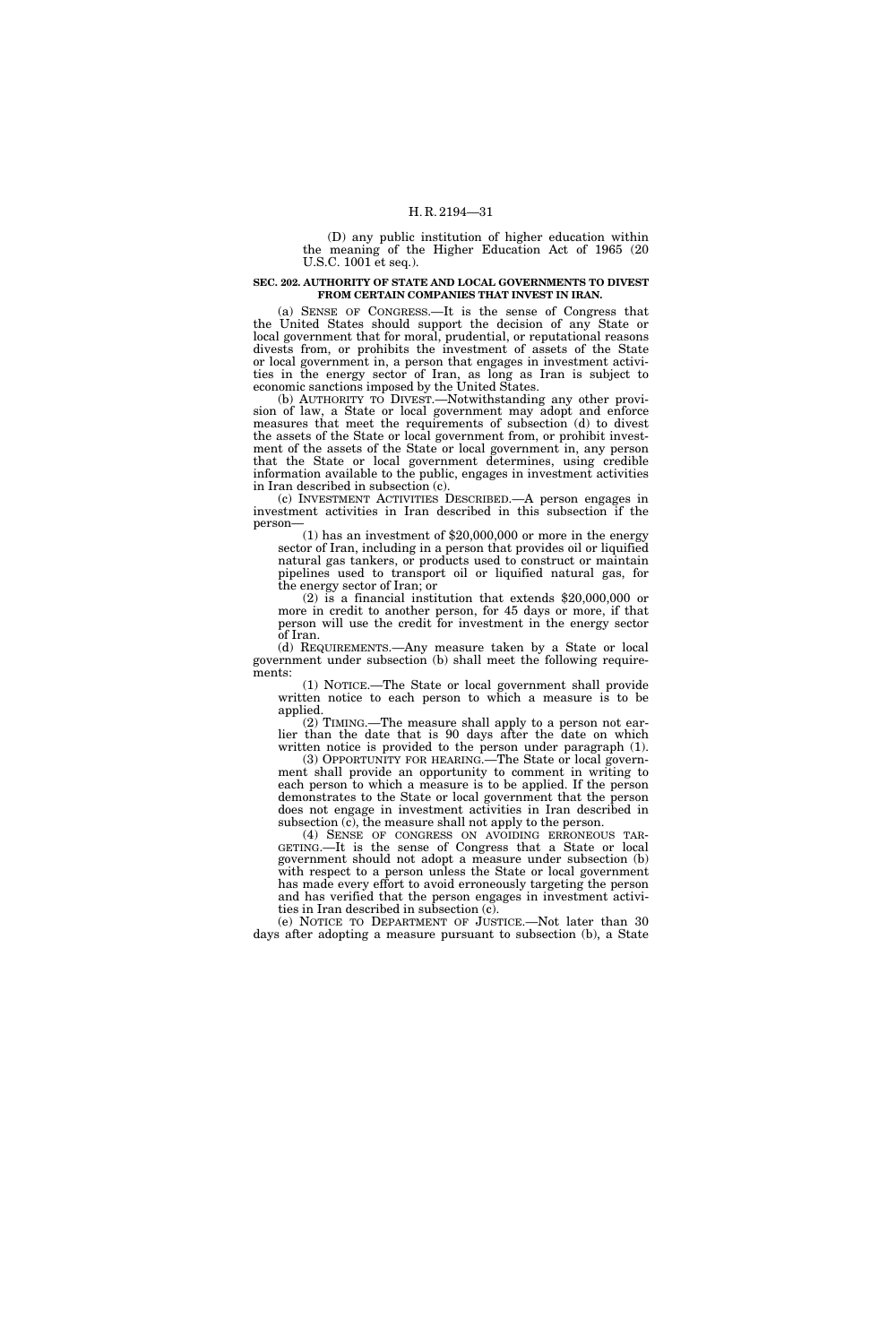(D) any public institution of higher education within the meaning of the Higher Education Act of 1965 (20 U.S.C. 1001 et seq.).

**SEC. 202. AUTHORITY OF STATE AND LOCAL GOVERNMENTS TO DIVEST FROM CERTAIN COMPANIES THAT INVEST IN IRAN.**

(a) SENSE OF CONGRESS.—It is the sense of Congress that the United States should support the decision of any State or local government that for moral, prudential, or reputational reasons divests from, or prohibits the investment of assets of the State or local government in, a person that engages in investment activities in the energy sector of Iran, as long as Iran is subject to economic sanctions imposed by the United States.

(b) AUTHORITY TO DIVEST.—Notwithstanding any other provision of law, a State or local government may adopt and enforce measures that meet the requirements of subsection (d) to divest the assets of the State or local government from, or prohibit investment of the assets of the State or local government in, any person that the State or local government determines, using credible information available to the public, engages in investment activities in Iran described in subsection (c).

(c) INVESTMENT ACTIVITIES DESCRIBED.—A person engages in investment activities in Iran described in this subsection if the person—

(1) has an investment of $20,000,000 or more in the energy sector of Iran, including in a person that provides oil or liquified natural gas tankers, or products used to construct or maintain pipelines used to transport oil or liquified natural gas, for the energy sector of Iran; or

(2) is a financial institution that extends $20,000,000 or more in credit to another person, for 45 days or more, if that person will use the credit for investment in the energy sector of Iran.

(d) REQUIREMENTS.—Any measure taken by a State or local government under subsection (b) shall meet the following requirements:

(1) NOTICE.—The State or local government shall provide written notice to each person to which a measure is to be applied.

(2) TIMING.—The measure shall apply to a person not earlier than the date that is 90 days after the date on which written notice is provided to the person under paragraph (1).

(3) OPPORTUNITY FOR HEARING.—The State or local government shall provide an opportunity to comment in writing to each person to which a measure is to be applied. If the person demonstrates to the State or local government that the person does not engage in investment activities in Iran described in subsection (c), the measure shall not apply to the person.

(4) SENSE OF CONGRESS ON AVOIDING ERRONEOUS TARGETING.—It is the sense of Congress that a State or local government should not adopt a measure under subsection (b) with respect to a person unless the State or local government has made every effort to avoid erroneously targeting the person and has verified that the person engages in investment activities in Iran described in subsection (c).

(e) NOTICE TO DEPARTMENT OF JUSTICE.—Not later than 30 days after adopting a measure pursuant to subsection (b), a State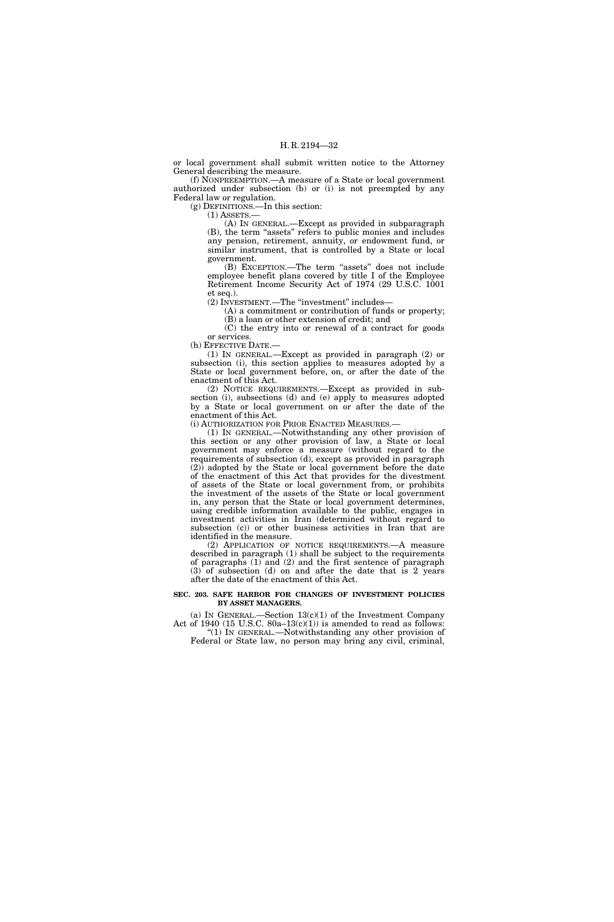or local government shall submit written notice to the Attorney General describing the measure.

(f) NONPREEMPTION.—A measure of a State or local government authorized under subsection (b) or (i) is not preempted by any Federal law or regulation.

(g) DEFINITIONS.—In this section:

(1) ASSETS.—

(A) IN GENERAL.—Except as provided in subparagraph (B), the term "assets" refers to public monies and includes any pension, retirement, annuity, or endowment fund, or similar instrument, that is controlled by a State or local government.

(B) EXCEPTION.—The term "assets" does not include employee benefit plans covered by title I of the Employee Retirement Income Security Act of 1974 (29 U.S.C. 1001 et seq.).

(2) INVESTMENT.—The "investment" includes—

(A) a commitment or contribution of funds or property;

(B) a loan or other extension of credit; and

(C) the entry into or renewal of a contract for goods or services.

(h) EFFECTIVE DATE.—

(1) IN GENERAL.—Except as provided in paragraph (2) or subsection (i), this section applies to measures adopted by a State or local government before, on, or after the date of the enactment of this Act.

(2) NOTICE REQUIREMENTS.—Except as provided in subsection (i), subsections (d) and (e) apply to measures adopted by a State or local government on or after the date of the enactment of this Act.

(i) AUTHORIZATION FOR PRIOR ENACTED MEASURES.—

(1) IN GENERAL.—Notwithstanding any other provision of this section or any other provision of law, a State or local government may enforce a measure (without regard to the requirements of subsection (d), except as provided in paragraph (2)) adopted by the State or local government before the date of the enactment of this Act that provides for the divestment of assets of the State or local government from, or prohibits the investment of the assets of the State or local government in, any person that the State or local government determines, using credible information available to the public, engages in investment activities in Iran (determined without regard to subsection (c)) or other business activities in Iran that are identified in the measure.

(2) APPLICATION OF NOTICE REQUIREMENTS.—A measure described in paragraph (1) shall be subject to the requirements of paragraphs (1) and (2) and the first sentence of paragraph (3) of subsection (d) on and after the date that is 2 years after the date of the enactment of this Act.

**SEC. 203. SAFE HARBOR FOR CHANGES OF INVESTMENT POLICIES BY ASSET MANAGERS.**

(a) IN GENERAL.—Section 13(c)(1) of the Investment Company Act of 1940 (15 U.S.C. 80a–13(c)(1)) is amended to read as follows:

"(1) IN GENERAL.—Notwithstanding any other provision of Federal or State law, no person may bring any civil, criminal,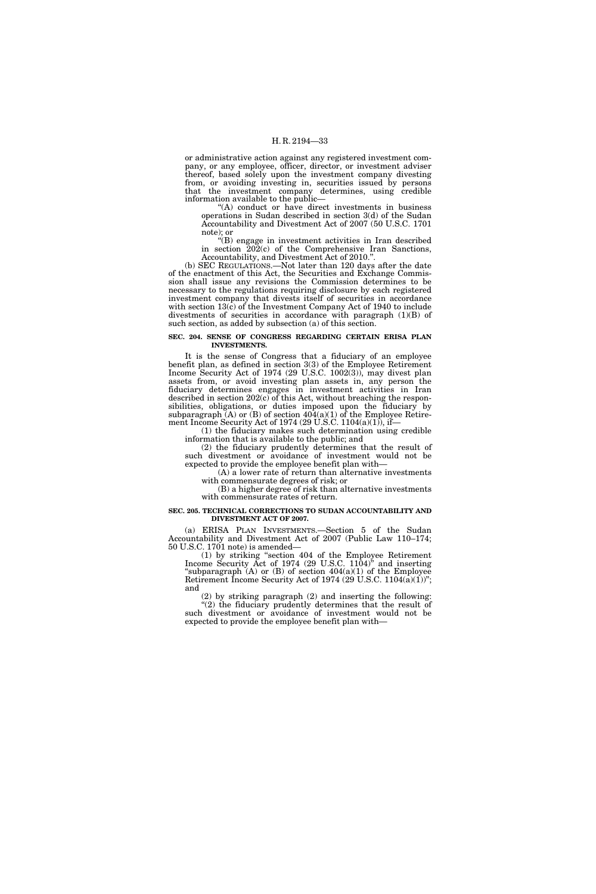or administrative action against any registered investment company, or any employee, officer, director, or investment adviser thereof, based solely upon the investment company divesting from, or avoiding investing in, securities issued by persons that the investment company determines, using credible information available to the public—

"(A) conduct or have direct investments in business operations in Sudan described in section 3(d) of the Sudan Accountability and Divestment Act of 2007 (50 U.S.C. 1701 note); or

"(B) engage in investment activities in Iran described in section 202(c) of the Comprehensive Iran Sanctions, Accountability, and Divestment Act of 2010.".

(b) SEC REGULATIONS.—Not later than 120 days after the date of the enactment of this Act, the Securities and Exchange Commission shall issue any revisions the Commission determines to be necessary to the regulations requiring disclosure by each registered investment company that divests itself of securities in accordance with section 13(c) of the Investment Company Act of 1940 to include divestments of securities in accordance with paragraph (1)(B) of such section, as added by subsection (a) of this section.

**SEC. 204. SENSE OF CONGRESS REGARDING CERTAIN ERISA PLAN INVESTMENTS.**

It is the sense of Congress that a fiduciary of an employee benefit plan, as defined in section 3(3) of the Employee Retirement Income Security Act of 1974 (29 U.S.C. 1002(3)), may divest plan assets from, or avoid investing plan assets in, any person the fiduciary determines engages in investment activities in Iran described in section 202(c) of this Act, without breaching the responsibilities, obligations, or duties imposed upon the fiduciary by subparagraph (A) or (B) of section 404(a)(1) of the Employee Retirement Income Security Act of 1974 (29 U.S.C. 1104(a)(1)), if—

(1) the fiduciary makes such determination using credible information that is available to the public; and

(2) the fiduciary prudently determines that the result of such divestment or avoidance of investment would not be expected to provide the employee benefit plan with—

(A) a lower rate of return than alternative investments with commensurate degrees of risk; or

(B) a higher degree of risk than alternative investments with commensurate rates of return.

**SEC. 205. TECHNICAL CORRECTIONS TO SUDAN ACCOUNTABILITY AND DIVESTMENT ACT OF 2007.**

(a) ERISA PLAN INVESTMENTS.—Section 5 of the Sudan Accountability and Divestment Act of 2007 (Public Law 110–174; 50 U.S.C. 1701 note) is amended—

(1) by striking "section 404 of the Employee Retirement Income Security Act of 1974 (29 U.S.C. 1104)" and inserting "subparagraph (A) or (B) of section 404(a)(1) of the Employee Retirement Income Security Act of 1974 (29 U.S.C. 1104(a)(1))"; and

(2) by striking paragraph (2) and inserting the following:

"(2) the fiduciary prudently determines that the result of such divestment or avoidance of investment would not be expected to provide the employee benefit plan with—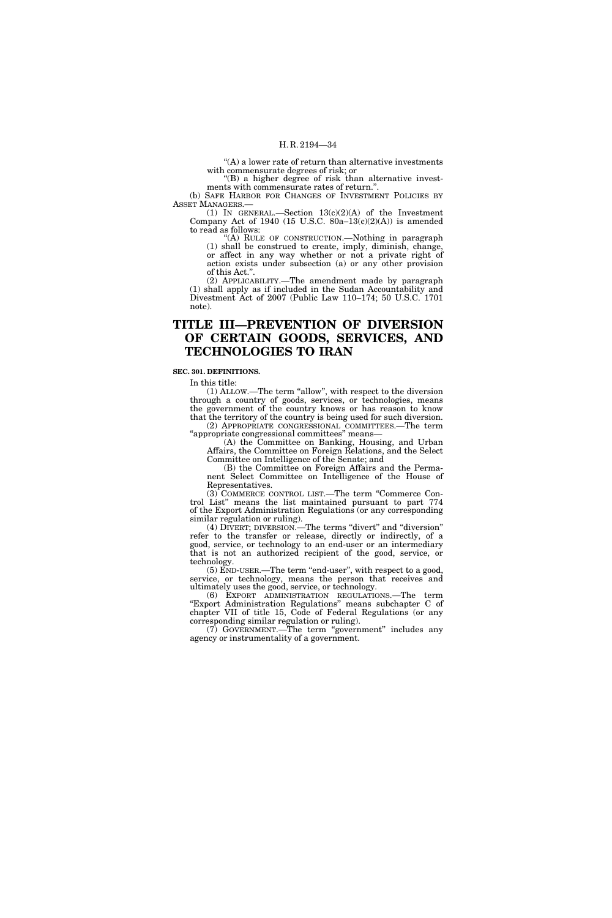"(A) a lower rate of return than alternative investments with commensurate degrees of risk; or

"(B) a higher degree of risk than alternative investments with commensurate rates of return.".

(b) SAFE HARBOR FOR CHANGES OF INVESTMENT POLICIES BY ASSET MANAGERS.—

(1) IN GENERAL.—Section 13(c)(2)(A) of the Investment Company Act of 1940 (15 U.S.C. 80a–13(c)(2)(A)) is amended to read as follows:

"(A) RULE OF CONSTRUCTION.—Nothing in paragraph (1) shall be construed to create, imply, diminish, change, or affect in any way whether or not a private right of action exists under subsection (a) or any other provision of this Act.".

(2) APPLICABILITY.—The amendment made by paragraph (1) shall apply as if included in the Sudan Accountability and Divestment Act of 2007 (Public Law 110–174; 50 U.S.C. 1701 note).

# TITLE III—PREVENTION OF DIVERSION OF CERTAIN GOODS, SERVICES, AND TECHNOLOGIES TO IRAN

**SEC. 301. DEFINITIONS.**

In this title:

(1) ALLOW.—The term "allow", with respect to the diversion through a country of goods, services, or technologies, means the government of the country knows or has reason to know that the territory of the country is being used for such diversion.

(2) APPROPRIATE CONGRESSIONAL COMMITTEES.—The term "appropriate congressional committees" means—

(A) the Committee on Banking, Housing, and Urban Affairs, the Committee on Foreign Relations, and the Select Committee on Intelligence of the Senate; and

(B) the Committee on Foreign Affairs and the Permanent Select Committee on Intelligence of the House of Representatives.

(3) COMMERCE CONTROL LIST.—The term "Commerce Control List" means the list maintained pursuant to part 774 of the Export Administration Regulations (or any corresponding similar regulation or ruling).

(4) DIVERT; DIVERSION.—The terms "divert" and "diversion" refer to the transfer or release, directly or indirectly, of a good, service, or technology to an end-user or an intermediary that is not an authorized recipient of the good, service, or technology.

(5) END-USER.—The term "end-user", with respect to a good, service, or technology, means the person that receives and ultimately uses the good, service, or technology.

(6) EXPORT ADMINISTRATION REGULATIONS.—The term "Export Administration Regulations" means subchapter C of chapter VII of title 15, Code of Federal Regulations (or any corresponding similar regulation or ruling).

(7) GOVERNMENT.—The term "government" includes any agency or instrumentality of a government.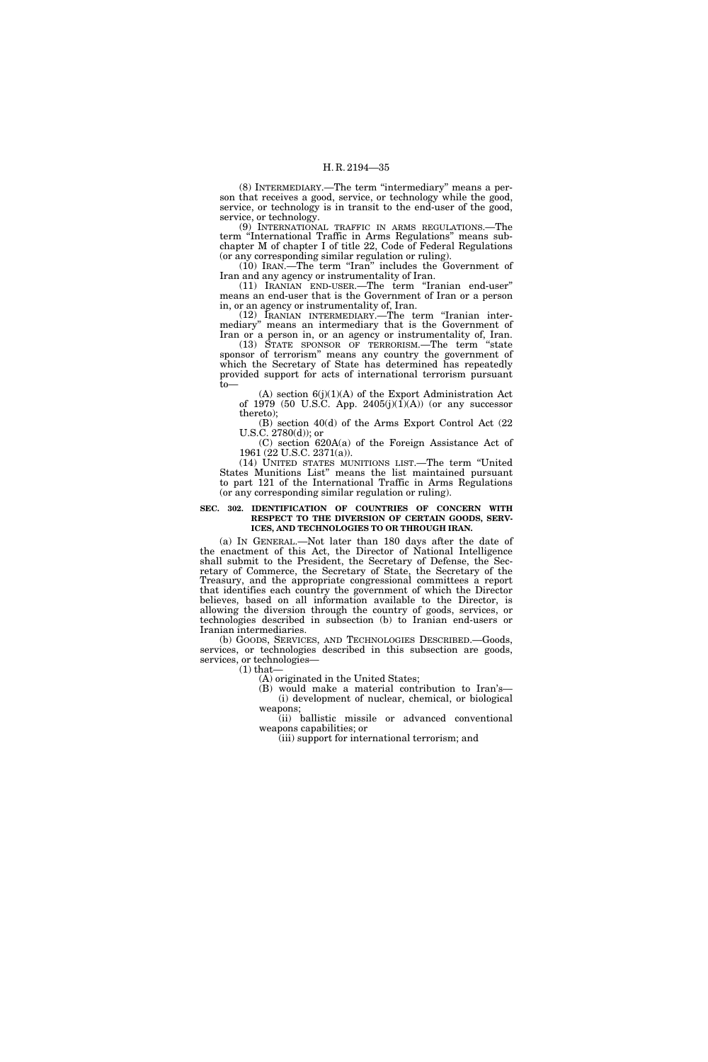(8) INTERMEDIARY.—The term "intermediary" means a person that receives a good, service, or technology while the good, service, or technology is in transit to the end-user of the good, service, or technology.

(9) INTERNATIONAL TRAFFIC IN ARMS REGULATIONS.—The term "International Traffic in Arms Regulations" means subchapter M of chapter I of title 22, Code of Federal Regulations (or any corresponding similar regulation or ruling).

(10) IRAN.—The term "Iran" includes the Government of Iran and any agency or instrumentality of Iran.

(11) IRANIAN END-USER.—The term "Iranian end-user" means an end-user that is the Government of Iran or a person in, or an agency or instrumentality of, Iran.

(12) IRANIAN INTERMEDIARY.—The term "Iranian intermediary" means an intermediary that is the Government of Iran or a person in, or an agency or instrumentality of, Iran.

(13) STATE SPONSOR OF TERRORISM.—The term "state sponsor of terrorism" means any country the government of which the Secretary of State has determined has repeatedly provided support for acts of international terrorism pursuant to—

(A) section 6(j)(1)(A) of the Export Administration Act of 1979 (50 U.S.C. App. 2405(j)(1)(A)) (or any successor thereto);

(B) section 40(d) of the Arms Export Control Act (22 U.S.C. 2780(d)); or

(C) section 620A(a) of the Foreign Assistance Act of 1961 (22 U.S.C. 2371(a)).

(14) UNITED STATES MUNITIONS LIST.—The term "United States Munitions List" means the list maintained pursuant to part 121 of the International Traffic in Arms Regulations (or any corresponding similar regulation or ruling).

**SEC. 302. IDENTIFICATION OF COUNTRIES OF CONCERN WITH RESPECT TO THE DIVERSION OF CERTAIN GOODS, SERVICES, AND TECHNOLOGIES TO OR THROUGH IRAN.**

(a) IN GENERAL.—Not later than 180 days after the date of the enactment of this Act, the Director of National Intelligence shall submit to the President, the Secretary of Defense, the Secretary of Commerce, the Secretary of State, the Secretary of the Treasury, and the appropriate congressional committees a report that identifies each country the government of which the Director believes, based on all information available to the Director, is allowing the diversion through the country of goods, services, or technologies described in subsection (b) to Iranian end-users or Iranian intermediaries.

(b) GOODS, SERVICES, AND TECHNOLOGIES DESCRIBED.—Goods, services, or technologies described in this subsection are goods, services, or technologies—

(1) that—

(A) originated in the United States;

(B) would make a material contribution to Iran's—

(i) development of nuclear, chemical, or biological weapons;

(ii) ballistic missile or advanced conventional weapons capabilities; or

(iii) support for international terrorism; and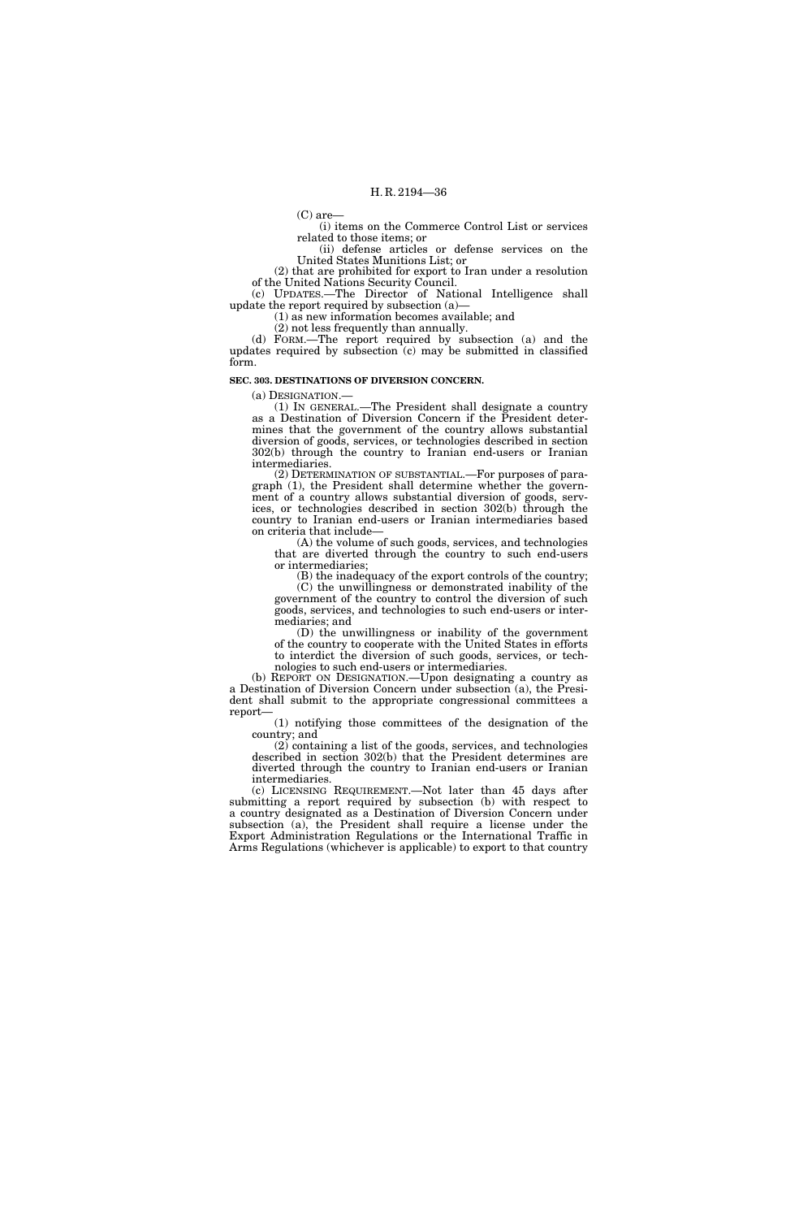(C) are—

(i) items on the Commerce Control List or services related to those items; or

(ii) defense articles or defense services on the United States Munitions List; or

(2) that are prohibited for export to Iran under a resolution of the United Nations Security Council.

(c) UPDATES.—The Director of National Intelligence shall update the report required by subsection (a)—

(1) as new information becomes available; and

(2) not less frequently than annually.

(d) FORM.—The report required by subsection (a) and the updates required by subsection (c) may be submitted in classified form.

**SEC. 303. DESTINATIONS OF DIVERSION CONCERN.**

(a) DESIGNATION.—

(1) IN GENERAL.—The President shall designate a country as a Destination of Diversion Concern if the President determines that the government of the country allows substantial diversion of goods, services, or technologies described in section 302(b) through the country to Iranian end-users or Iranian intermediaries.

(2) DETERMINATION OF SUBSTANTIAL.—For purposes of paragraph (1), the President shall determine whether the government of a country allows substantial diversion of goods, services, or technologies described in section 302(b) through the country to Iranian end-users or Iranian intermediaries based on criteria that include—

(A) the volume of such goods, services, and technologies that are diverted through the country to such end-users or intermediaries;

(B) the inadequacy of the export controls of the country;

(C) the unwillingness or demonstrated inability of the government of the country to control the diversion of such goods, services, and technologies to such end-users or intermediaries; and

(D) the unwillingness or inability of the government of the country to cooperate with the United States in efforts to interdict the diversion of such goods, services, or technologies to such end-users or intermediaries.

(b) REPORT ON DESIGNATION.—Upon designating a country as a Destination of Diversion Concern under subsection (a), the President shall submit to the appropriate congressional committees a report—

(1) notifying those committees of the designation of the country; and

(2) containing a list of the goods, services, and technologies described in section 302(b) that the President determines are diverted through the country to Iranian end-users or Iranian intermediaries.

(c) LICENSING REQUIREMENT.—Not later than 45 days after submitting a report required by subsection (b) with respect to a country designated as a Destination of Diversion Concern under subsection (a), the President shall require a license under the Export Administration Regulations or the International Traffic in Arms Regulations (whichever is applicable) to export to that country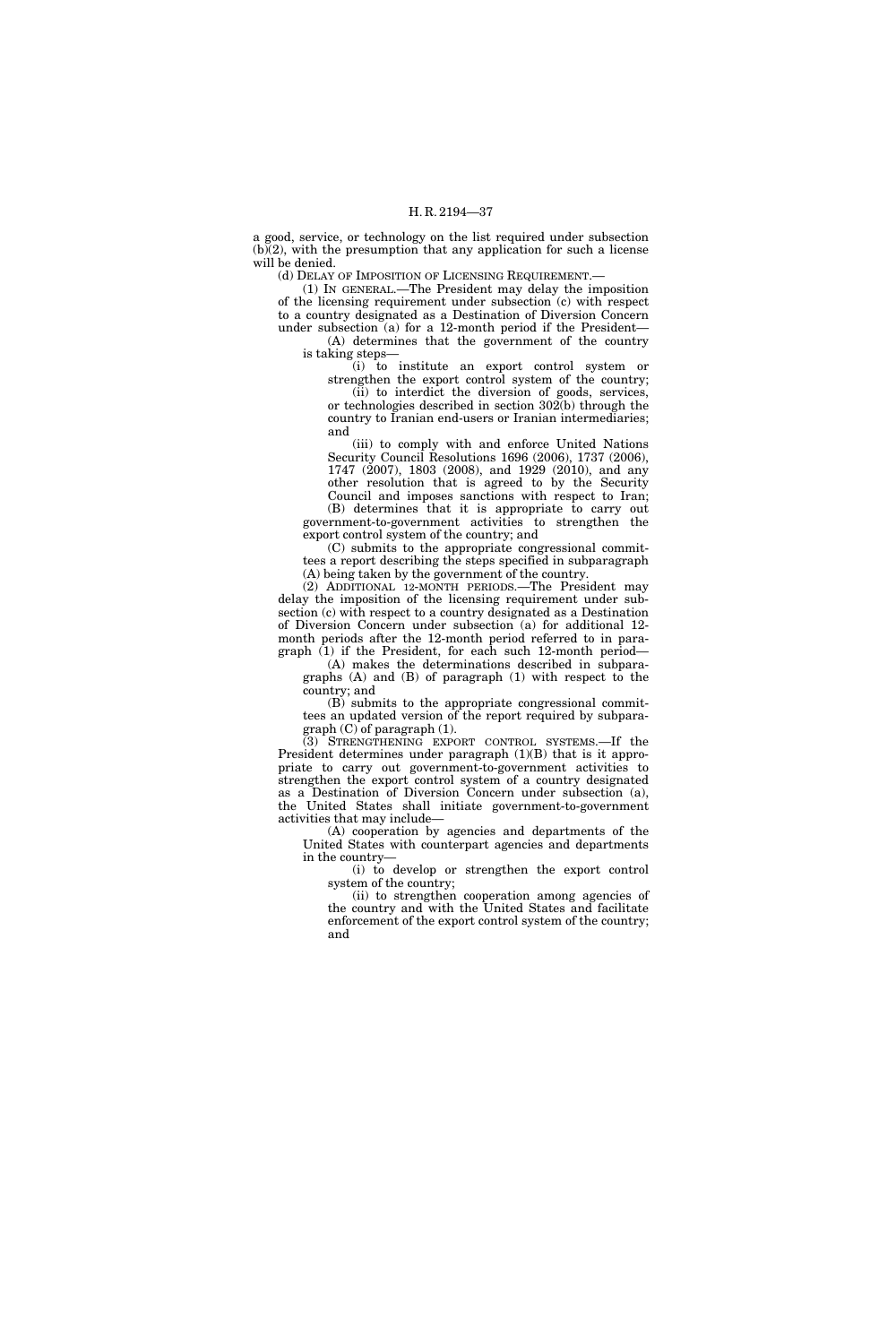a good, service, or technology on the list required under subsection (b)(2), with the presumption that any application for such a license will be denied.

(d) DELAY OF IMPOSITION OF LICENSING REQUIREMENT.—

(1) IN GENERAL.—The President may delay the imposition of the licensing requirement under subsection (c) with respect to a country designated as a Destination of Diversion Concern under subsection (a) for a 12-month period if the President—

(A) determines that the government of the country is taking steps—

(i) to institute an export control system or strengthen the export control system of the country;

(ii) to interdict the diversion of goods, services, or technologies described in section 302(b) through the country to Iranian end-users or Iranian intermediaries; and

(iii) to comply with and enforce United Nations Security Council Resolutions 1696 (2006), 1737 (2006), 1747 (2007), 1803 (2008), and 1929 (2010), and any other resolution that is agreed to by the Security Council and imposes sanctions with respect to Iran;

(B) determines that it is appropriate to carry out government-to-government activities to strengthen the export control system of the country; and

(C) submits to the appropriate congressional committees a report describing the steps specified in subparagraph (A) being taken by the government of the country.

(2) ADDITIONAL 12-MONTH PERIODS.—The President may delay the imposition of the licensing requirement under subsection (c) with respect to a country designated as a Destination of Diversion Concern under subsection (a) for additional 12-month periods after the 12-month period referred to in paragraph (1) if the President, for each such 12-month period—

(A) makes the determinations described in subparagraphs (A) and (B) of paragraph (1) with respect to the country; and

(B) submits to the appropriate congressional committees an updated version of the report required by subparagraph (C) of paragraph (1).

(3) STRENGTHENING EXPORT CONTROL SYSTEMS.—If the President determines under paragraph (1)(B) that is it appropriate to carry out government-to-government activities to strengthen the export control system of a country designated as a Destination of Diversion Concern under subsection (a), the United States shall initiate government-to-government activities that may include—

(A) cooperation by agencies and departments of the United States with counterpart agencies and departments in the country—

(i) to develop or strengthen the export control system of the country;

(ii) to strengthen cooperation among agencies of the country and with the United States and facilitate enforcement of the export control system of the country; and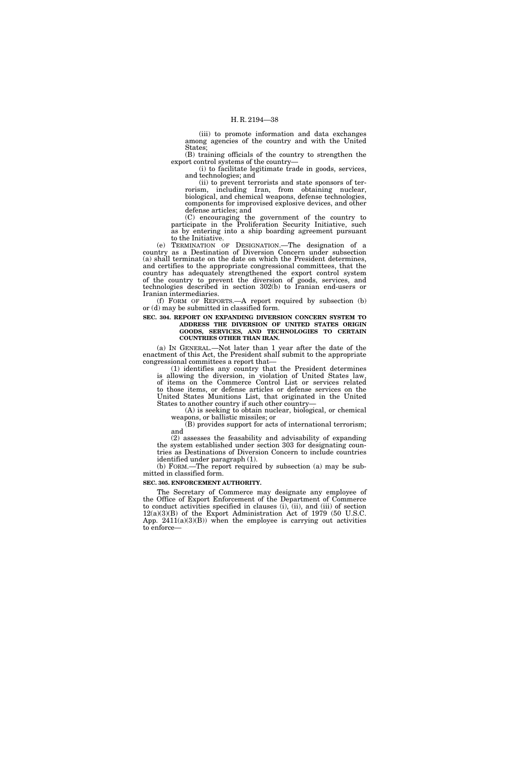(iii) to promote information and data exchanges among agencies of the country and with the United States;

(B) training officials of the country to strengthen the export control systems of the country—

(i) to facilitate legitimate trade in goods, services, and technologies; and

(ii) to prevent terrorists and state sponsors of terrorism, including Iran, from obtaining nuclear, biological, and chemical weapons, defense technologies, components for improvised explosive devices, and other defense articles; and

(C) encouraging the government of the country to participate in the Proliferation Security Initiative, such as by entering into a ship boarding agreement pursuant to the Initiative.

(e) TERMINATION OF DESIGNATION.—The designation of a country as a Destination of Diversion Concern under subsection (a) shall terminate on the date on which the President determines, and certifies to the appropriate congressional committees, that the country has adequately strengthened the export control system of the country to prevent the diversion of goods, services, and technologies described in section 302(b) to Iranian end-users or Iranian intermediaries.

(f) FORM OF REPORTS.—A report required by subsection (b) or (d) may be submitted in classified form.

**SEC. 304. REPORT ON EXPANDING DIVERSION CONCERN SYSTEM TO ADDRESS THE DIVERSION OF UNITED STATES ORIGIN GOODS, SERVICES, AND TECHNOLOGIES TO CERTAIN COUNTRIES OTHER THAN IRAN.**

(a) IN GENERAL.—Not later than 1 year after the date of the enactment of this Act, the President shall submit to the appropriate congressional committees a report that—

(1) identifies any country that the President determines is allowing the diversion, in violation of United States law, of items on the Commerce Control List or services related to those items, or defense articles or defense services on the United States Munitions List, that originated in the United States to another country if such other country—

(A) is seeking to obtain nuclear, biological, or chemical weapons, or ballistic missiles; or

(B) provides support for acts of international terrorism; and

(2) assesses the feasability and advisability of expanding the system established under section 303 for designating countries as Destinations of Diversion Concern to include countries identified under paragraph (1).

(b) FORM.—The report required by subsection (a) may be submitted in classified form.

**SEC. 305. ENFORCEMENT AUTHORITY.**

The Secretary of Commerce may designate any employee of the Office of Export Enforcement of the Department of Commerce to conduct activities specified in clauses (i), (ii), and (iii) of section 12(a)(3)(B) of the Export Administration Act of 1979 (50 U.S.C. App. 2411(a)(3)(B)) when the employee is carrying out activities to enforce—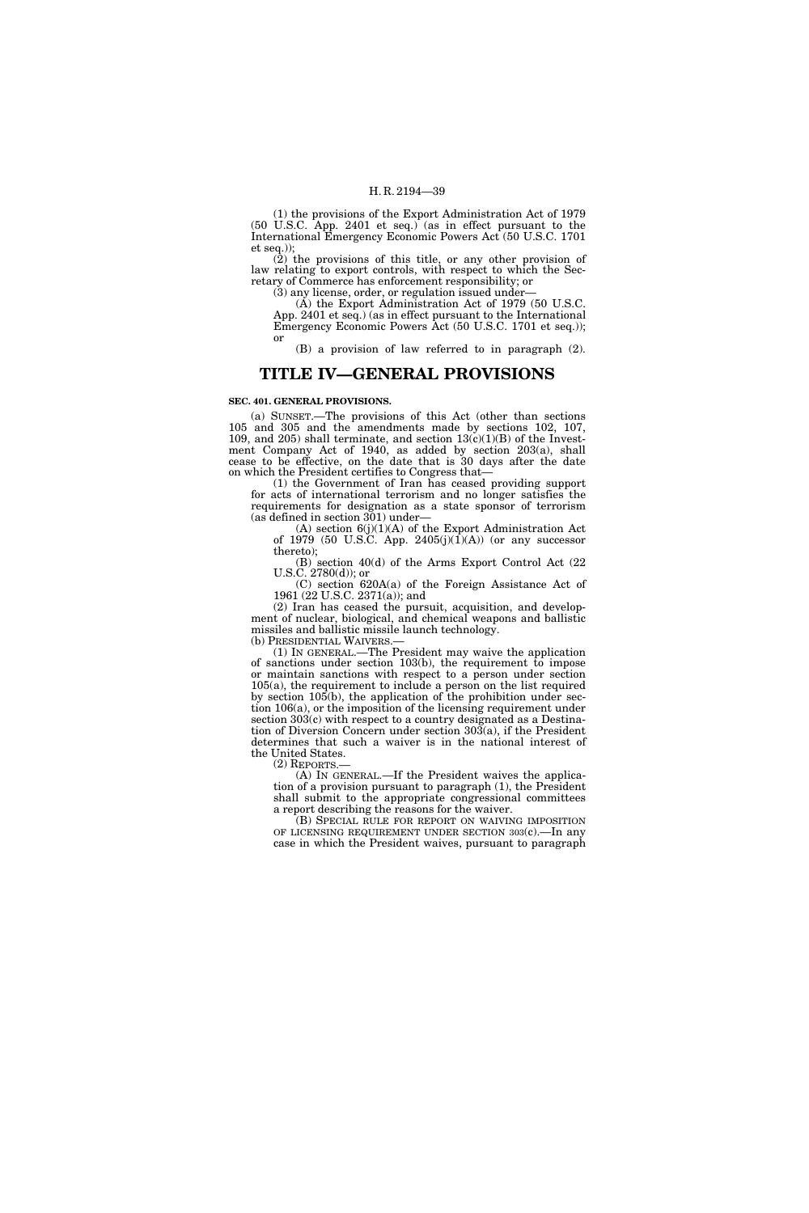(1) the provisions of the Export Administration Act of 1979 (50 U.S.C. App. 2401 et seq.) (as in effect pursuant to the International Emergency Economic Powers Act (50 U.S.C. 1701 et seq.));

(2) the provisions of this title, or any other provision of law relating to export controls, with respect to which the Secretary of Commerce has enforcement responsibility; or

(3) any license, order, or regulation issued under—

(A) the Export Administration Act of 1979 (50 U.S.C. App. 2401 et seq.) (as in effect pursuant to the International Emergency Economic Powers Act (50 U.S.C. 1701 et seq.)); or

(B) a provision of law referred to in paragraph (2).

# TITLE IV—GENERAL PROVISIONS

**SEC. 401. GENERAL PROVISIONS.**

(a) SUNSET.—The provisions of this Act (other than sections 105 and 305 and the amendments made by sections 102, 107, 109, and 205) shall terminate, and section 13(c)(1)(B) of the Investment Company Act of 1940, as added by section 203(a), shall cease to be effective, on the date that is 30 days after the date on which the President certifies to Congress that—

(1) the Government of Iran has ceased providing support for acts of international terrorism and no longer satisfies the requirements for designation as a state sponsor of terrorism (as defined in section 301) under—

(A) section 6(j)(1)(A) of the Export Administration Act of 1979 (50 U.S.C. App. 2405(j)(1)(A)) (or any successor thereto);

(B) section 40(d) of the Arms Export Control Act (22 U.S.C. 2780(d)); or

(C) section 620A(a) of the Foreign Assistance Act of 1961 (22 U.S.C. 2371(a)); and

(2) Iran has ceased the pursuit, acquisition, and development of nuclear, biological, and chemical weapons and ballistic missiles and ballistic missile launch technology.

(b) PRESIDENTIAL WAIVERS.—

(1) IN GENERAL.—The President may waive the application of sanctions under section 103(b), the requirement to impose or maintain sanctions with respect to a person under section 105(a), the requirement to include a person on the list required by section 105(b), the application of the prohibition under section 106(a), or the imposition of the licensing requirement under section 303(c) with respect to a country designated as a Destination of Diversion Concern under section 303(a), if the President determines that such a waiver is in the national interest of the United States.

(2) REPORTS.—

(A) IN GENERAL.—If the President waives the application of a provision pursuant to paragraph (1), the President shall submit to the appropriate congressional committees a report describing the reasons for the waiver.

(B) SPECIAL RULE FOR REPORT ON WAIVING IMPOSITION OF LICENSING REQUIREMENT UNDER SECTION 303(c).—In any case in which the President waives, pursuant to paragraph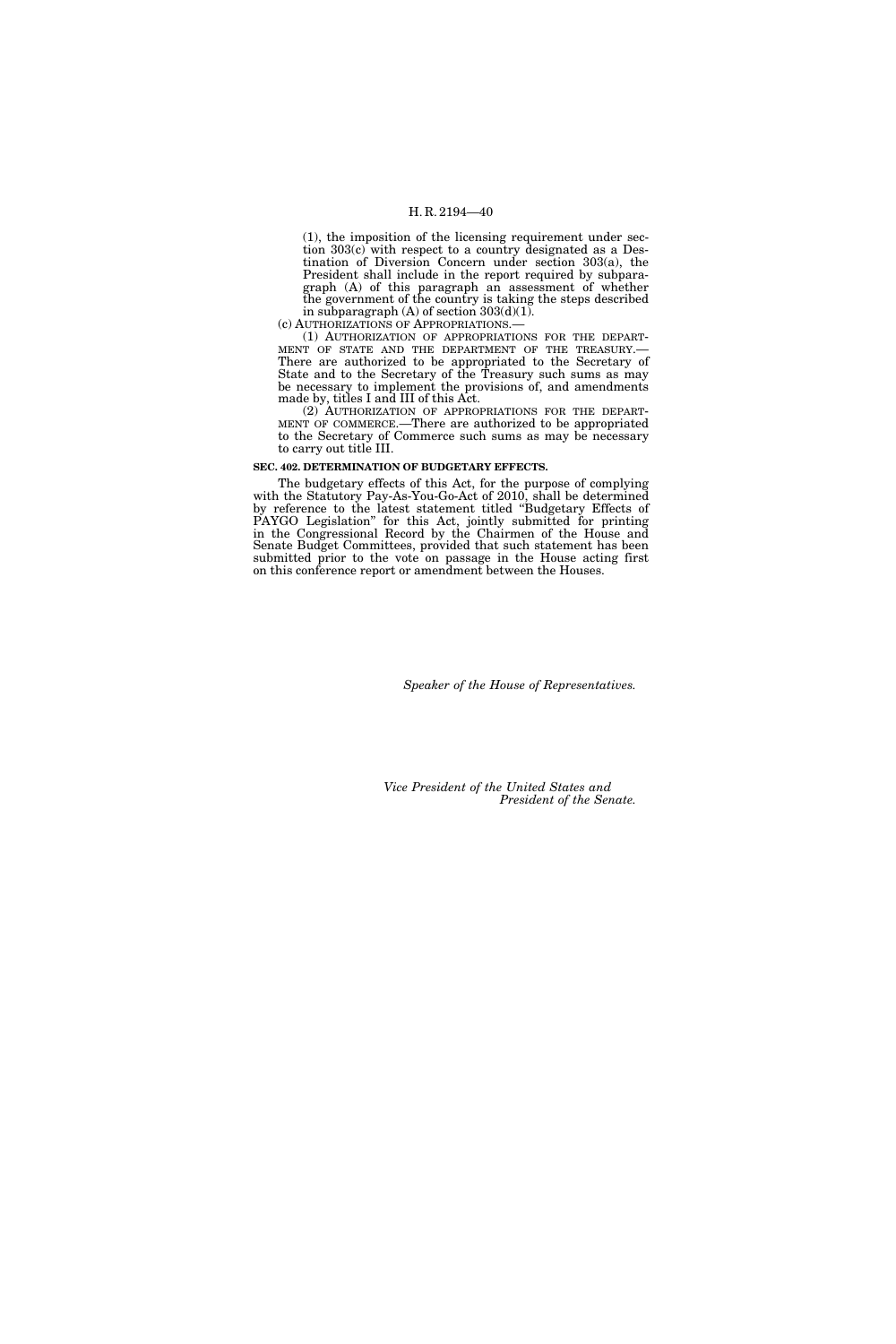(1), the imposition of the licensing requirement under section 303(c) with respect to a country designated as a Destination of Diversion Concern under section 303(a), the President shall include in the report required by subparagraph (A) of this paragraph an assessment of whether the government of the country is taking the steps described in subparagraph (A) of section 303(d)(1).

(c) AUTHORIZATIONS OF APPROPRIATIONS.—

(1) AUTHORIZATION OF APPROPRIATIONS FOR THE DEPARTMENT OF STATE AND THE DEPARTMENT OF THE TREASURY.—There are authorized to be appropriated to the Secretary of State and to the Secretary of the Treasury such sums as may be necessary to implement the provisions of, and amendments made by, titles I and III of this Act.

(2) AUTHORIZATION OF APPROPRIATIONS FOR THE DEPARTMENT OF COMMERCE.—There are authorized to be appropriated to the Secretary of Commerce such sums as may be necessary to carry out title III.

**SEC. 402. DETERMINATION OF BUDGETARY EFFECTS.**

The budgetary effects of this Act, for the purpose of complying with the Statutory Pay-As-You-Go-Act of 2010, shall be determined by reference to the latest statement titled "Budgetary Effects of PAYGO Legislation" for this Act, jointly submitted for printing in the Congressional Record by the Chairmen of the House and Senate Budget Committees, provided that such statement has been submitted prior to the vote on passage in the House acting first on this conference report or amendment between the Houses.

*Speaker of the House of Representatives.*

*Vice President of the United States and President of the Senate.*